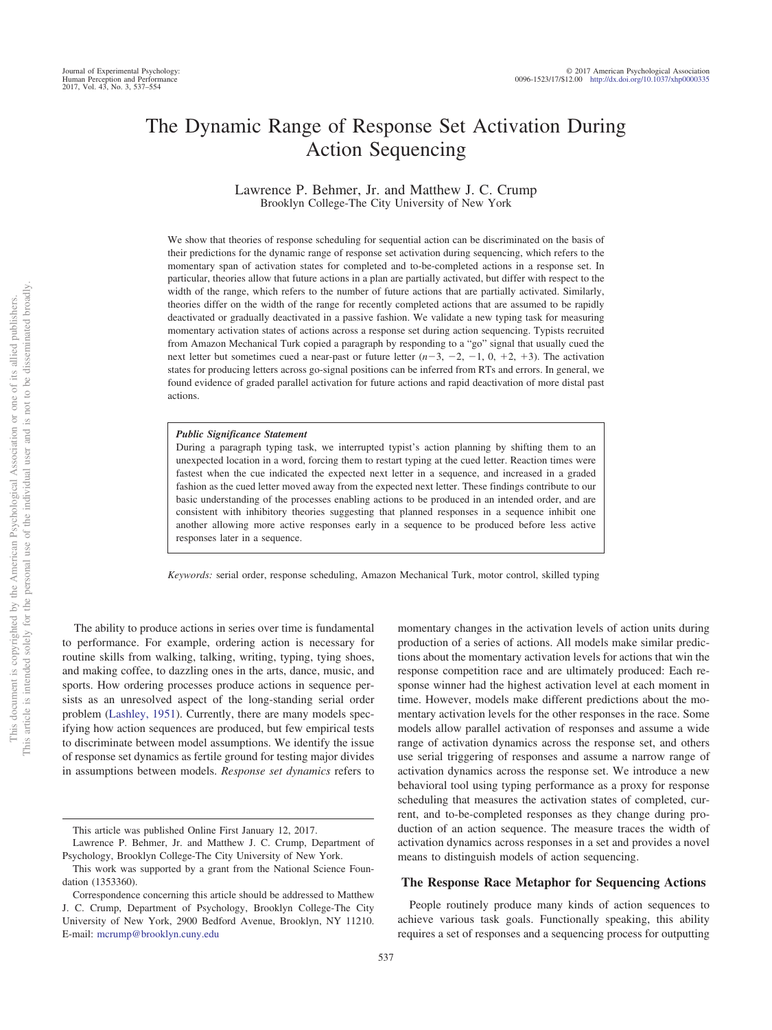# The Dynamic Range of Response Set Activation During Action Sequencing

Lawrence P. Behmer, Jr. and Matthew J. C. Crump
Brooklyn College-The City University of New York

We show that theories of response scheduling for sequential action can be discriminated on the basis of their predictions for the dynamic range of response set activation during sequencing, which refers to the momentary span of activation states for completed and to-be-completed actions in a response set. In particular, theories allow that future actions in a plan are partially activated, but differ with respect to the width of the range, which refers to the number of future actions that are partially activated. Similarly, theories differ on the width of the range for recently completed actions that are assumed to be rapidly deactivated or gradually deactivated in a passive fashion. We validate a new typing task for measuring momentary activation states of actions across a response set during action sequencing. Typists recruited from Amazon Mechanical Turk copied a paragraph by responding to a "go" signal that usually cued the next letter but sometimes cued a near-past or future letter ($n-3$, $-2$, $-1$, $0$, $+2$, $+3$). The activation states for producing letters across go-signal positions can be inferred from RTs and errors. In general, we found evidence of graded parallel activation for future actions and rapid deactivation of more distal past actions.

> ***Public Significance Statement***
>
> During a paragraph typing task, we interrupted typist's action planning by shifting them to an unexpected location in a word, forcing them to restart typing at the cued letter. Reaction times were fastest when the cue indicated the expected next letter in a sequence, and increased in a graded fashion as the cued letter moved away from the expected next letter. These findings contribute to our basic understanding of the processes enabling actions to be produced in an intended order, and are consistent with inhibitory theories suggesting that planned responses in a sequence inhibit one another allowing more active responses early in a sequence to be produced before less active responses later in a sequence.

*Keywords:* serial order, response scheduling, Amazon Mechanical Turk, motor control, skilled typing

The ability to produce actions in series over time is fundamental to performance. For example, ordering action is necessary for routine skills from walking, talking, writing, typing, tying shoes, and making coffee, to dazzling ones in the arts, dance, music, and sports. How ordering processes produce actions in sequence persists as an unresolved aspect of the long-standing serial order problem (Lashley, 1951). Currently, there are many models specifying how action sequences are produced, but few empirical tests to discriminate between model assumptions. We identify the issue of response set dynamics as fertile ground for testing major divides in assumptions between models. *Response set dynamics* refers to momentary changes in the activation levels of action units during production of a series of actions. All models make similar predictions about the momentary activation levels for actions that win the response competition race and are ultimately produced: Each response winner had the highest activation level at each moment in time. However, models make different predictions about the momentary activation levels for the other responses in the race. Some models allow parallel activation of responses and assume a wide range of activation dynamics across the response set, and others use serial triggering of responses and assume a narrow range of activation dynamics across the response set. We introduce a new behavioral tool using typing performance as a proxy for response scheduling that measures the activation states of completed, current, and to-be-completed responses as they change during production of an action sequence. The measure traces the width of activation dynamics across responses in a set and provides a novel means to distinguish models of action sequencing.

## The Response Race Metaphor for Sequencing Actions

People routinely produce many kinds of action sequences to achieve various task goals. Functionally speaking, this ability requires a set of responses and a sequencing process for outputting

---

This article was published Online First January 12, 2017.

Lawrence P. Behmer, Jr. and Matthew J. C. Crump, Department of Psychology, Brooklyn College-The City University of New York.

This work was supported by a grant from the National Science Foundation (1353360).

Correspondence concerning this article should be addressed to Matthew J. C. Crump, Department of Psychology, Brooklyn College-The City University of New York, 2900 Bedford Avenue, Brooklyn, NY 11210. E-mail: mcrump@brooklyn.cuny.edu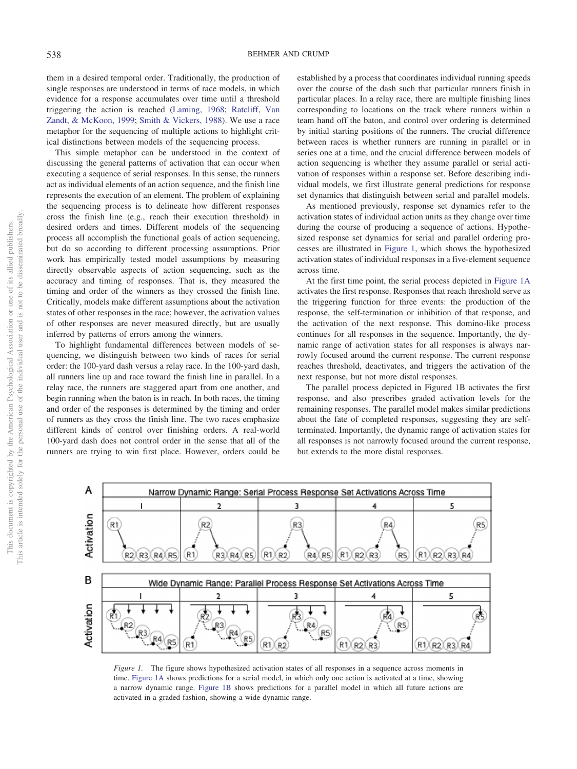them in a desired temporal order. Traditionally, the production of single responses are understood in terms of race models, in which evidence for a response accumulates over time until a threshold triggering the action is reached (Laming, 1968; Ratcliff, Van Zandt, & McKoon, 1999; Smith & Vickers, 1988). We use a race metaphor for the sequencing of multiple actions to highlight critical distinctions between models of the sequencing process.

This simple metaphor can be understood in the context of discussing the general patterns of activation that can occur when executing a sequence of serial responses. In this sense, the runners act as individual elements of an action sequence, and the finish line represents the execution of an element. The problem of explaining the sequencing process is to delineate how different responses cross the finish line (e.g., reach their execution threshold) in desired orders and times. Different models of the sequencing process all accomplish the functional goals of action sequencing, but do so according to different processing assumptions. Prior work has empirically tested model assumptions by measuring directly observable aspects of action sequencing, such as the accuracy and timing of responses. That is, they measured the timing and order of the winners as they crossed the finish line. Critically, models make different assumptions about the activation states of other responses in the race; however, the activation values of other responses are never measured directly, but are usually inferred by patterns of errors among the winners.

To highlight fundamental differences between models of sequencing, we distinguish between two kinds of races for serial order: the 100-yard dash versus a relay race. In the 100-yard dash, all runners line up and race toward the finish line in parallel. In a relay race, the runners are staggered apart from one another, and begin running when the baton is in reach. In both races, the timing and order of the responses is determined by the timing and order of runners as they cross the finish line. The two races emphasize different kinds of control over finishing orders. A real-world 100-yard dash does not control order in the sense that all of the runners are trying to win first place. However, orders could be established by a process that coordinates individual running speeds over the course of the dash such that particular runners finish in particular places. In a relay race, there are multiple finishing lines corresponding to locations on the track where runners within a team hand off the baton, and control over ordering is determined by initial starting positions of the runners. The crucial difference between races is whether runners are running in parallel or in series one at a time, and the crucial difference between models of action sequencing is whether they assume parallel or serial activation of responses within a response set. Before describing individual models, we first illustrate general predictions for response set dynamics that distinguish between serial and parallel models.

As mentioned previously, response set dynamics refer to the activation states of individual action units as they change over time during the course of producing a sequence of actions. Hypothesized response set dynamics for serial and parallel ordering processes are illustrated in Figure 1, which shows the hypothesized activation states of individual responses in a five-element sequence across time.

At the first time point, the serial process depicted in Figure 1A activates the first response. Responses that reach threshold serve as the triggering function for three events: the production of the response, the self-termination or inhibition of that response, and the activation of the next response. This domino-like process continues for all responses in the sequence. Importantly, the dynamic range of activation states for all responses is always narrowly focused around the current response. The current response reaches threshold, deactivates, and triggers the activation of the next response, but not more distal responses.

The parallel process depicted in Figured 1B activates the first response, and also prescribes graded activation levels for the remaining responses. The parallel model makes similar predictions about the fate of completed responses, suggesting they are self-terminated. Importantly, the dynamic range of activation states for all responses is not narrowly focused around the current response, but extends to the more distal responses.

*Figure 1.* The figure shows hypothesized activation states of all responses in a sequence across moments in time. Figure 1A shows predictions for a serial model, in which only one action is activated at a time, showing a narrow dynamic range. Figure 1B shows predictions for a parallel model in which all future actions are activated in a graded fashion, showing a wide dynamic range.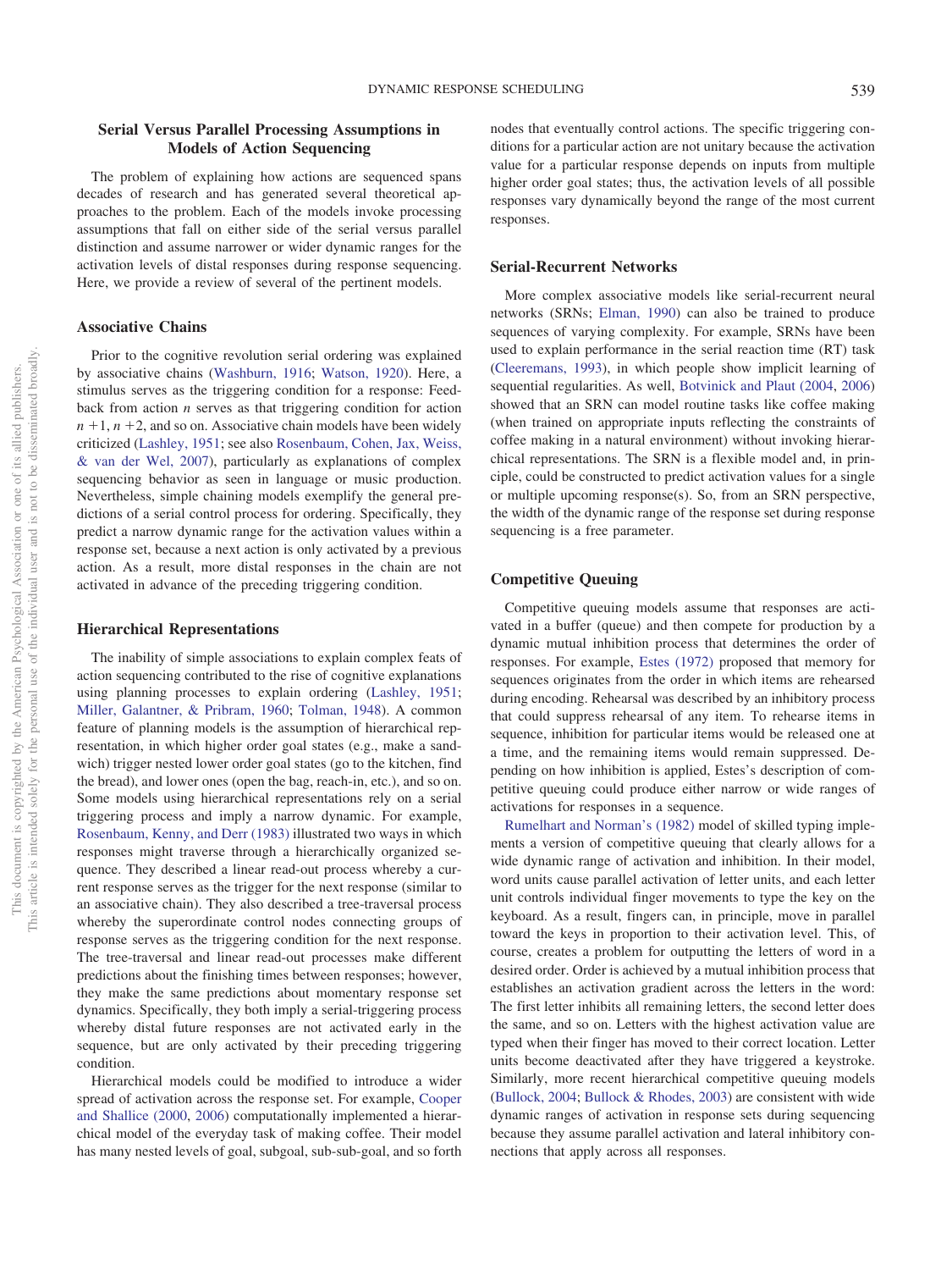## Serial Versus Parallel Processing Assumptions in Models of Action Sequencing

The problem of explaining how actions are sequenced spans decades of research and has generated several theoretical approaches to the problem. Each of the models invoke processing assumptions that fall on either side of the serial versus parallel distinction and assume narrower or wider dynamic ranges for the activation levels of distal responses during response sequencing. Here, we provide a review of several of the pertinent models.

### Associative Chains

Prior to the cognitive revolution serial ordering was explained by associative chains (Washburn, 1916; Watson, 1920). Here, a stimulus serves as the triggering condition for a response: Feedback from action $n$ serves as that triggering condition for action $n + 1$, $n + 2$, and so on. Associative chain models have been widely criticized (Lashley, 1951; see also Rosenbaum, Cohen, Jax, Weiss, & van der Wel, 2007), particularly as explanations of complex sequencing behavior as seen in language or music production. Nevertheless, simple chaining models exemplify the general predictions of a serial control process for ordering. Specifically, they predict a narrow dynamic range for the activation values within a response set, because a next action is only activated by a previous action. As a result, more distal responses in the chain are not activated in advance of the preceding triggering condition.

### Hierarchical Representations

The inability of simple associations to explain complex feats of action sequencing contributed to the rise of cognitive explanations using planning processes to explain ordering (Lashley, 1951; Miller, Galantner, & Pribram, 1960; Tolman, 1948). A common feature of planning models is the assumption of hierarchical representation, in which higher order goal states (e.g., make a sandwich) trigger nested lower order goal states (go to the kitchen, find the bread), and lower ones (open the bag, reach-in, etc.), and so on. Some models using hierarchical representations rely on a serial triggering process and imply a narrow dynamic. For example, Rosenbaum, Kenny, and Derr (1983) illustrated two ways in which responses might traverse through a hierarchically organized sequence. They described a linear read-out process whereby a current response serves as the trigger for the next response (similar to an associative chain). They also described a tree-traversal process whereby the superordinate control nodes connecting groups of response serves as the triggering condition for the next response. The tree-traversal and linear read-out processes make different predictions about the finishing times between responses; however, they make the same predictions about momentary response set dynamics. Specifically, they both imply a serial-triggering process whereby distal future responses are not activated early in the sequence, but are only activated by their preceding triggering condition.

Hierarchical models could be modified to introduce a wider spread of activation across the response set. For example, Cooper and Shallice (2000, 2006) computationally implemented a hierarchical model of the everyday task of making coffee. Their model has many nested levels of goal, subgoal, sub-sub-goal, and so forth nodes that eventually control actions. The specific triggering conditions for a particular action are not unitary because the activation value for a particular response depends on inputs from multiple higher order goal states; thus, the activation levels of all possible responses vary dynamically beyond the range of the most current responses.

### Serial-Recurrent Networks

More complex associative models like serial-recurrent neural networks (SRNs; Elman, 1990) can also be trained to produce sequences of varying complexity. For example, SRNs have been used to explain performance in the serial reaction time (RT) task (Cleeremans, 1993), in which people show implicit learning of sequential regularities. As well, Botvinick and Plaut (2004, 2006) showed that an SRN can model routine tasks like coffee making (when trained on appropriate inputs reflecting the constraints of coffee making in a natural environment) without invoking hierarchical representations. The SRN is a flexible model and, in principle, could be constructed to predict activation values for a single or multiple upcoming response(s). So, from an SRN perspective, the width of the dynamic range of the response set during response sequencing is a free parameter.

### Competitive Queuing

Competitive queuing models assume that responses are activated in a buffer (queue) and then compete for production by a dynamic mutual inhibition process that determines the order of responses. For example, Estes (1972) proposed that memory for sequences originates from the order in which items are rehearsed during encoding. Rehearsal was described by an inhibitory process that could suppress rehearsal of any item. To rehearse items in sequence, inhibition for particular items would be released one at a time, and the remaining items would remain suppressed. Depending on how inhibition is applied, Estes's description of competitive queuing could produce either narrow or wide ranges of activations for responses in a sequence.

Rumelhart and Norman's (1982) model of skilled typing implements a version of competitive queuing that clearly allows for a wide dynamic range of activation and inhibition. In their model, word units cause parallel activation of letter units, and each letter unit controls individual finger movements to type the key on the keyboard. As a result, fingers can, in principle, move in parallel toward the keys in proportion to their activation level. This, of course, creates a problem for outputting the letters of word in a desired order. Order is achieved by a mutual inhibition process that establishes an activation gradient across the letters in the word: The first letter inhibits all remaining letters, the second letter does the same, and so on. Letters with the highest activation value are typed when their finger has moved to their correct location. Letter units become deactivated after they have triggered a keystroke. Similarly, more recent hierarchical competitive queuing models (Bullock, 2004; Bullock & Rhodes, 2003) are consistent with wide dynamic ranges of activation in response sets during sequencing because they assume parallel activation and lateral inhibitory connections that apply across all responses.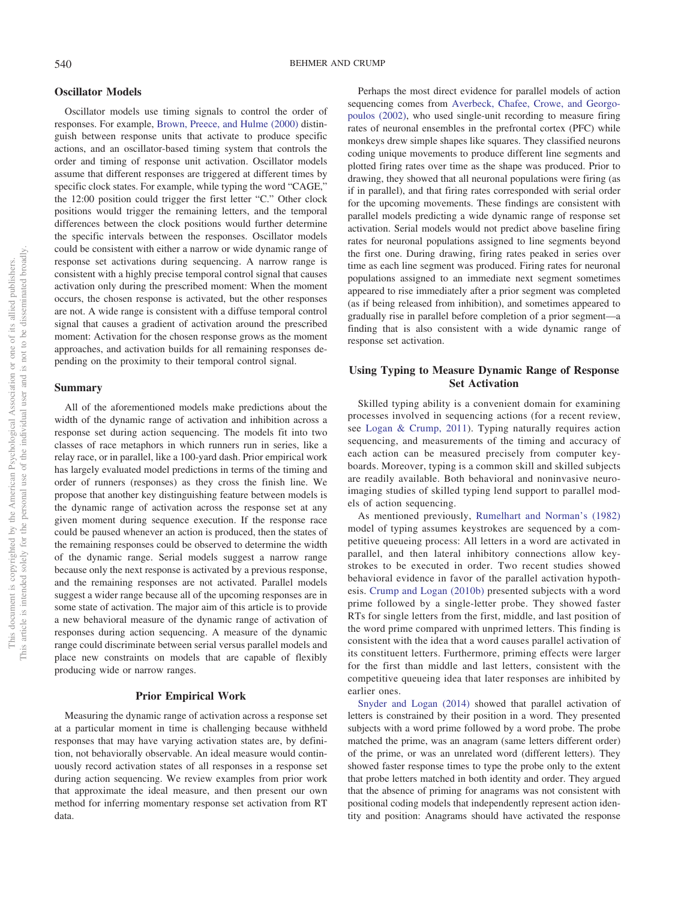## Oscillator Models

Oscillator models use timing signals to control the order of responses. For example, Brown, Preece, and Hulme (2000) distinguish between response units that activate to produce specific actions, and an oscillator-based timing system that controls the order and timing of response unit activation. Oscillator models assume that different responses are triggered at different times by specific clock states. For example, while typing the word "CAGE," the 12:00 position could trigger the first letter "C." Other clock positions would trigger the remaining letters, and the temporal differences between the clock positions would further determine the specific intervals between the responses. Oscillator models could be consistent with either a narrow or wide dynamic range of response set activations during sequencing. A narrow range is consistent with a highly precise temporal control signal that causes activation only during the prescribed moment: When the moment occurs, the chosen response is activated, but the other responses are not. A wide range is consistent with a diffuse temporal control signal that causes a gradient of activation around the prescribed moment: Activation for the chosen response grows as the moment approaches, and activation builds for all remaining responses depending on the proximity to their temporal control signal.

## Summary

All of the aforementioned models make predictions about the width of the dynamic range of activation and inhibition across a response set during action sequencing. The models fit into two classes of race metaphors in which runners run in series, like a relay race, or in parallel, like a 100-yard dash. Prior empirical work has largely evaluated model predictions in terms of the timing and order of runners (responses) as they cross the finish line. We propose that another key distinguishing feature between models is the dynamic range of activation across the response set at any given moment during sequence execution. If the response race could be paused whenever an action is produced, then the states of the remaining responses could be observed to determine the width of the dynamic range. Serial models suggest a narrow range because only the next response is activated by a previous response, and the remaining responses are not activated. Parallel models suggest a wider range because all of the upcoming responses are in some state of activation. The major aim of this article is to provide a new behavioral measure of the dynamic range of activation of responses during action sequencing. A measure of the dynamic range could discriminate between serial versus parallel models and place new constraints on models that are capable of flexibly producing wide or narrow ranges.

# Prior Empirical Work

Measuring the dynamic range of activation across a response set at a particular moment in time is challenging because withheld responses that may have varying activation states are, by definition, not behaviorally observable. An ideal measure would continuously record activation states of all responses in a response set during action sequencing. We review examples from prior work that approximate the ideal measure, and then present our own method for inferring momentary response set activation from RT data.

Perhaps the most direct evidence for parallel models of action sequencing comes from Averbeck, Chafee, Crowe, and Georgopoulos (2002), who used single-unit recording to measure firing rates of neuronal ensembles in the prefrontal cortex (PFC) while monkeys drew simple shapes like squares. They classified neurons coding unique movements to produce different line segments and plotted firing rates over time as the shape was produced. Prior to drawing, they showed that all neuronal populations were firing (as if in parallel), and that firing rates corresponded with serial order for the upcoming movements. These findings are consistent with parallel models predicting a wide dynamic range of response set activation. Serial models would not predict above baseline firing rates for neuronal populations assigned to line segments beyond the first one. During drawing, firing rates peaked in series over time as each line segment was produced. Firing rates for neuronal populations assigned to an immediate next segment sometimes appeared to rise immediately after a prior segment was completed (as if being released from inhibition), and sometimes appeared to gradually rise in parallel before completion of a prior segment—a finding that is also consistent with a wide dynamic range of response set activation.

# Using Typing to Measure Dynamic Range of Response Set Activation

Skilled typing ability is a convenient domain for examining processes involved in sequencing actions (for a recent review, see Logan & Crump, 2011). Typing naturally requires action sequencing, and measurements of the timing and accuracy of each action can be measured precisely from computer keyboards. Moreover, typing is a common skill and skilled subjects are readily available. Both behavioral and noninvasive neuroimaging studies of skilled typing lend support to parallel models of action sequencing.

As mentioned previously, Rumelhart and Norman's (1982) model of typing assumes keystrokes are sequenced by a competitive queueing process: All letters in a word are activated in parallel, and then lateral inhibitory connections allow keystrokes to be executed in order. Two recent studies showed behavioral evidence in favor of the parallel activation hypothesis. Crump and Logan (2010b) presented subjects with a word prime followed by a single-letter probe. They showed faster RTs for single letters from the first, middle, and last position of the word prime compared with unprimed letters. This finding is consistent with the idea that a word causes parallel activation of its constituent letters. Furthermore, priming effects were larger for the first than middle and last letters, consistent with the competitive queueing idea that later responses are inhibited by earlier ones.

Snyder and Logan (2014) showed that parallel activation of letters is constrained by their position in a word. They presented subjects with a word prime followed by a word probe. The probe matched the prime, was an anagram (same letters different order) of the prime, or was an unrelated word (different letters). They showed faster response times to type the probe only to the extent that probe letters matched in both identity and order. They argued that the absence of priming for anagrams was not consistent with positional coding models that independently represent action identity and position: Anagrams should have activated the response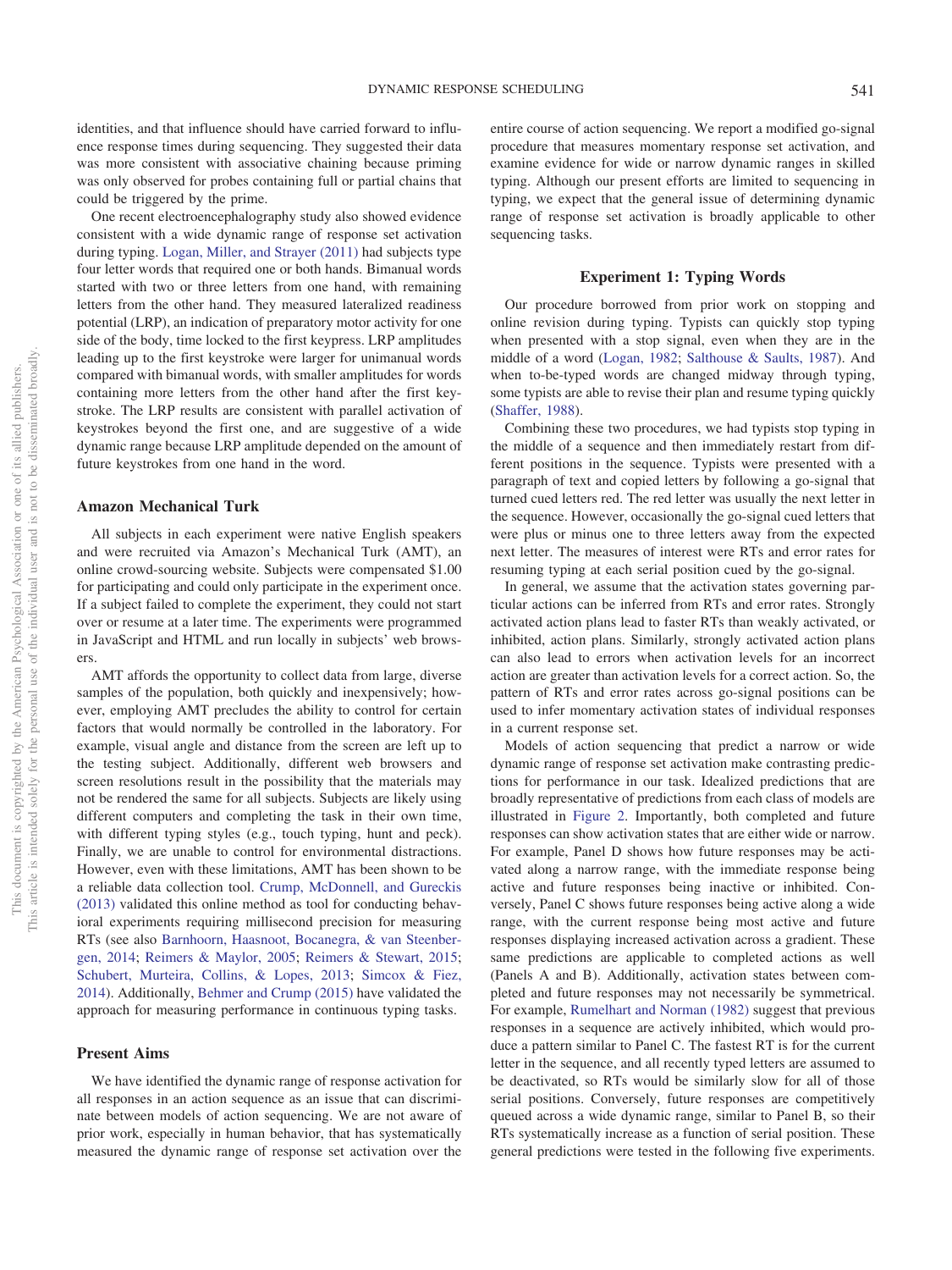identities, and that influence should have carried forward to influence response times during sequencing. They suggested their data was more consistent with associative chaining because priming was only observed for probes containing full or partial chains that could be triggered by the prime.

One recent electroencephalography study also showed evidence consistent with a wide dynamic range of response set activation during typing. Logan, Miller, and Strayer (2011) had subjects type four letter words that required one or both hands. Bimanual words started with two or three letters from one hand, with remaining letters from the other hand. They measured lateralized readiness potential (LRP), an indication of preparatory motor activity for one side of the body, time locked to the first keypress. LRP amplitudes leading up to the first keystroke were larger for unimanual words compared with bimanual words, with smaller amplitudes for words containing more letters from the other hand after the first keystroke. The LRP results are consistent with parallel activation of keystrokes beyond the first one, and are suggestive of a wide dynamic range because LRP amplitude depended on the amount of future keystrokes from one hand in the word.

### Amazon Mechanical Turk

All subjects in each experiment were native English speakers and were recruited via Amazon's Mechanical Turk (AMT), an online crowd-sourcing website. Subjects were compensated $1.00 for participating and could only participate in the experiment once. If a subject failed to complete the experiment, they could not start over or resume at a later time. The experiments were programmed in JavaScript and HTML and run locally in subjects' web browsers.

AMT affords the opportunity to collect data from large, diverse samples of the population, both quickly and inexpensively; however, employing AMT precludes the ability to control for certain factors that would normally be controlled in the laboratory. For example, visual angle and distance from the screen are left up to the testing subject. Additionally, different web browsers and screen resolutions result in the possibility that the materials may not be rendered the same for all subjects. Subjects are likely using different computers and completing the task in their own time, with different typing styles (e.g., touch typing, hunt and peck). Finally, we are unable to control for environmental distractions. However, even with these limitations, AMT has been shown to be a reliable data collection tool. Crump, McDonnell, and Gureckis (2013) validated this online method as tool for conducting behavioral experiments requiring millisecond precision for measuring RTs (see also Barnhoorn, Haasnoot, Bocanegra, & van Steenbergen, 2014; Reimers & Maylor, 2005; Reimers & Stewart, 2015; Schubert, Murteira, Collins, & Lopes, 2013; Simcox & Fiez, 2014). Additionally, Behmer and Crump (2015) have validated the approach for measuring performance in continuous typing tasks.

### Present Aims

We have identified the dynamic range of response activation for all responses in an action sequence as an issue that can discriminate between models of action sequencing. We are not aware of prior work, especially in human behavior, that has systematically measured the dynamic range of response set activation over the entire course of action sequencing. We report a modified go-signal procedure that measures momentary response set activation, and examine evidence for wide or narrow dynamic ranges in skilled typing. Although our present efforts are limited to sequencing in typing, we expect that the general issue of determining dynamic range of response set activation is broadly applicable to other sequencing tasks.

## Experiment 1: Typing Words

Our procedure borrowed from prior work on stopping and online revision during typing. Typists can quickly stop typing when presented with a stop signal, even when they are in the middle of a word (Logan, 1982; Salthouse & Saults, 1987). And when to-be-typed words are changed midway through typing, some typists are able to revise their plan and resume typing quickly (Shaffer, 1988).

Combining these two procedures, we had typists stop typing in the middle of a sequence and then immediately restart from different positions in the sequence. Typists were presented with a paragraph of text and copied letters by following a go-signal that turned cued letters red. The red letter was usually the next letter in the sequence. However, occasionally the go-signal cued letters that were plus or minus one to three letters away from the expected next letter. The measures of interest were RTs and error rates for resuming typing at each serial position cued by the go-signal.

In general, we assume that the activation states governing particular actions can be inferred from RTs and error rates. Strongly activated action plans lead to faster RTs than weakly activated, or inhibited, action plans. Similarly, strongly activated action plans can also lead to errors when activation levels for an incorrect action are greater than activation levels for a correct action. So, the pattern of RTs and error rates across go-signal positions can be used to infer momentary activation states of individual responses in a current response set.

Models of action sequencing that predict a narrow or wide dynamic range of response set activation make contrasting predictions for performance in our task. Idealized predictions that are broadly representative of predictions from each class of models are illustrated in Figure 2. Importantly, both completed and future responses can show activation states that are either wide or narrow. For example, Panel D shows how future responses may be activated along a narrow range, with the immediate response being active and future responses being inactive or inhibited. Conversely, Panel C shows future responses being active along a wide range, with the current response being most active and future responses displaying increased activation across a gradient. These same predictions are applicable to completed actions as well (Panels A and B). Additionally, activation states between completed and future responses may not necessarily be symmetrical. For example, Rumelhart and Norman (1982) suggest that previous responses in a sequence are actively inhibited, which would produce a pattern similar to Panel C. The fastest RT is for the current letter in the sequence, and all recently typed letters are assumed to be deactivated, so RTs would be similarly slow for all of those serial positions. Conversely, future responses are competitively queued across a wide dynamic range, similar to Panel B, so their RTs systematically increase as a function of serial position. These general predictions were tested in the following five experiments.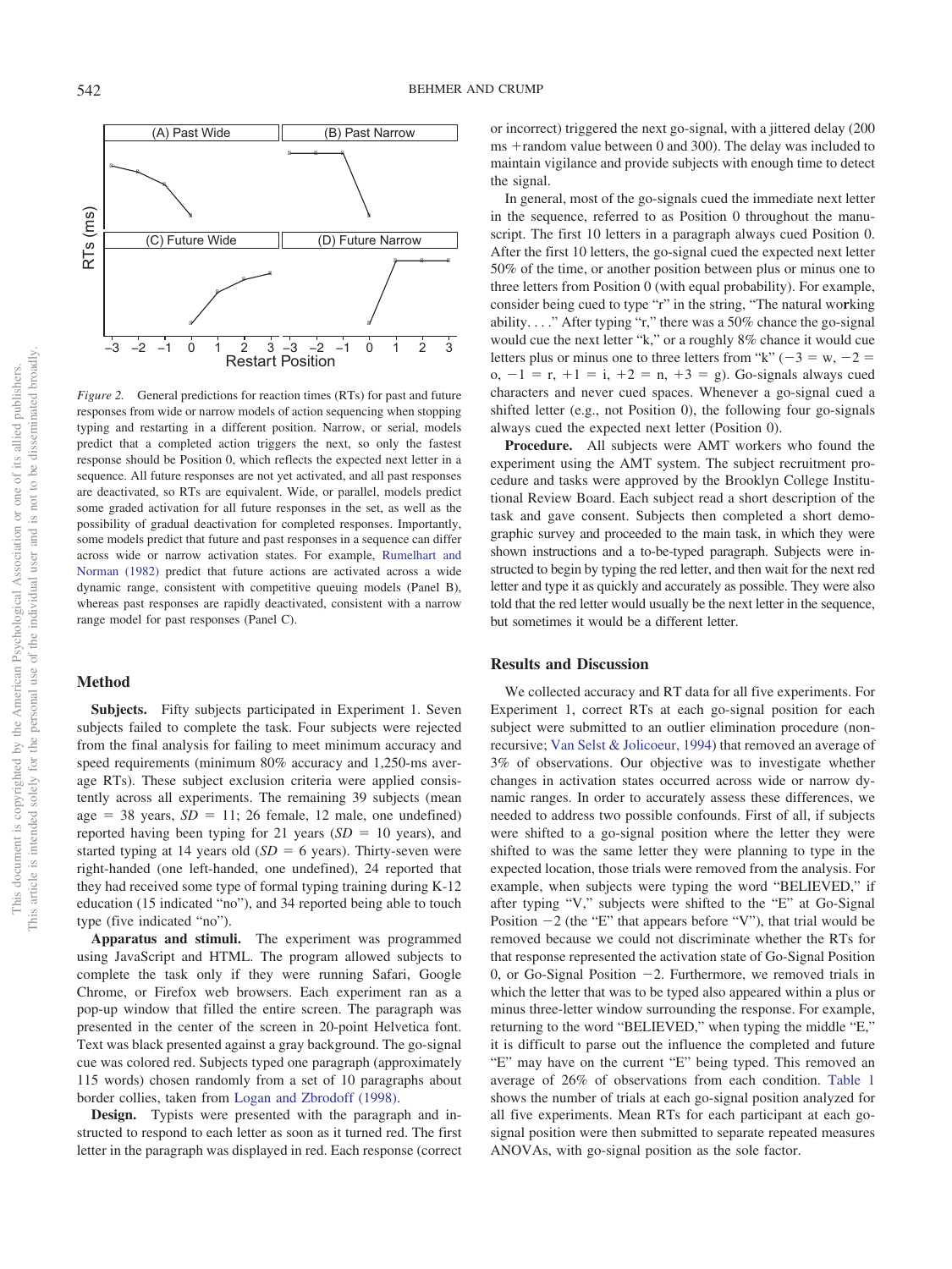*Figure 2.* General predictions for reaction times (RTs) for past and future responses from wide or narrow models of action sequencing when stopping typing and restarting in a different position. Narrow, or serial, models predict that a completed action triggers the next, so only the fastest response should be Position 0, which reflects the expected next letter in a sequence. All future responses are not yet activated, and all past responses are deactivated, so RTs are equivalent. Wide, or parallel, models predict some graded activation for all future responses in the set, as well as the possibility of gradual deactivation for completed responses. Importantly, some models predict that future and past responses in a sequence can differ across wide or narrow activation states. For example, Rumelhart and Norman (1982) predict that future actions are activated across a wide dynamic range, consistent with competitive queuing models (Panel B), whereas past responses are rapidly deactivated, consistent with a narrow range model for past responses (Panel C).

## Method

**Subjects.** Fifty subjects participated in Experiment 1. Seven subjects failed to complete the task. Four subjects were rejected from the final analysis for failing to meet minimum accuracy and speed requirements (minimum 80% accuracy and 1,250-ms average RTs). These subject exclusion criteria were applied consistently across all experiments. The remaining 39 subjects (mean age = 38 years, *SD* = 11; 26 female, 12 male, one undefined) reported having been typing for 21 years (*SD* = 10 years), and started typing at 14 years old (*SD* = 6 years). Thirty-seven were right-handed (one left-handed, one undefined), 24 reported that they had received some type of formal typing training during K-12 education (15 indicated "no"), and 34 reported being able to touch type (five indicated "no").

**Apparatus and stimuli.** The experiment was programmed using JavaScript and HTML. The program allowed subjects to complete the task only if they were running Safari, Google Chrome, or Firefox web browsers. Each experiment ran as a pop-up window that filled the entire screen. The paragraph was presented in the center of the screen in 20-point Helvetica font. Text was black presented against a gray background. The go-signal cue was colored red. Subjects typed one paragraph (approximately 115 words) chosen randomly from a set of 10 paragraphs about border collies, taken from Logan and Zbrodoff (1998).

**Design.** Typists were presented with the paragraph and instructed to respond to each letter as soon as it turned red. The first letter in the paragraph was displayed in red. Each response (correct or incorrect) triggered the next go-signal, with a jittered delay (200 ms +random value between 0 and 300). The delay was included to maintain vigilance and provide subjects with enough time to detect the signal.

In general, most of the go-signals cued the immediate next letter in the sequence, referred to as Position 0 throughout the manuscript. The first 10 letters in a paragraph always cued Position 0. After the first 10 letters, the go-signal cued the expected next letter 50% of the time, or another position between plus or minus one to three letters from Position 0 (with equal probability). For example, consider being cued to type "r" in the string, "The natural wo**r**king ability. . . ." After typing "r," there was a 50% chance the go-signal would cue the next letter "k," or a roughly 8% chance it would cue letters plus or minus one to three letters from "k" (−3 = w, −2 = o, −1 = r, +1 = i, +2 = n, +3 = g). Go-signals always cued characters and never cued spaces. Whenever a go-signal cued a shifted letter (e.g., not Position 0), the following four go-signals always cued the expected next letter (Position 0).

**Procedure.** All subjects were AMT workers who found the experiment using the AMT system. The subject recruitment procedure and tasks were approved by the Brooklyn College Institutional Review Board. Each subject read a short description of the task and gave consent. Subjects then completed a short demographic survey and proceeded to the main task, in which they were shown instructions and a to-be-typed paragraph. Subjects were instructed to begin by typing the red letter, and then wait for the next red letter and type it as quickly and accurately as possible. They were also told that the red letter would usually be the next letter in the sequence, but sometimes it would be a different letter.

## Results and Discussion

We collected accuracy and RT data for all five experiments. For Experiment 1, correct RTs at each go-signal position for each subject were submitted to an outlier elimination procedure (nonrecursive; Van Selst & Jolicoeur, 1994) that removed an average of 3% of observations. Our objective was to investigate whether changes in activation states occurred across wide or narrow dynamic ranges. In order to accurately assess these differences, we needed to address two possible confounds. First of all, if subjects were shifted to a go-signal position where the letter they were shifted to was the same letter they were planning to type in the expected location, those trials were removed from the analysis. For example, when subjects were typing the word "BELIEVED," if after typing "V," subjects were shifted to the "E" at Go-Signal Position −2 (the "E" that appears before "V"), that trial would be removed because we could not discriminate whether the RTs for that response represented the activation state of Go-Signal Position 0, or Go-Signal Position −2. Furthermore, we removed trials in which the letter that was to be typed also appeared within a plus or minus three-letter window surrounding the response. For example, returning to the word "BELIEVED," when typing the middle "E," it is difficult to parse out the influence the completed and future "E" may have on the current "E" being typed. This removed an average of 26% of observations from each condition. Table 1 shows the number of trials at each go-signal position analyzed for all five experiments. Mean RTs for each participant at each go-signal position were then submitted to separate repeated measures ANOVAs, with go-signal position as the sole factor.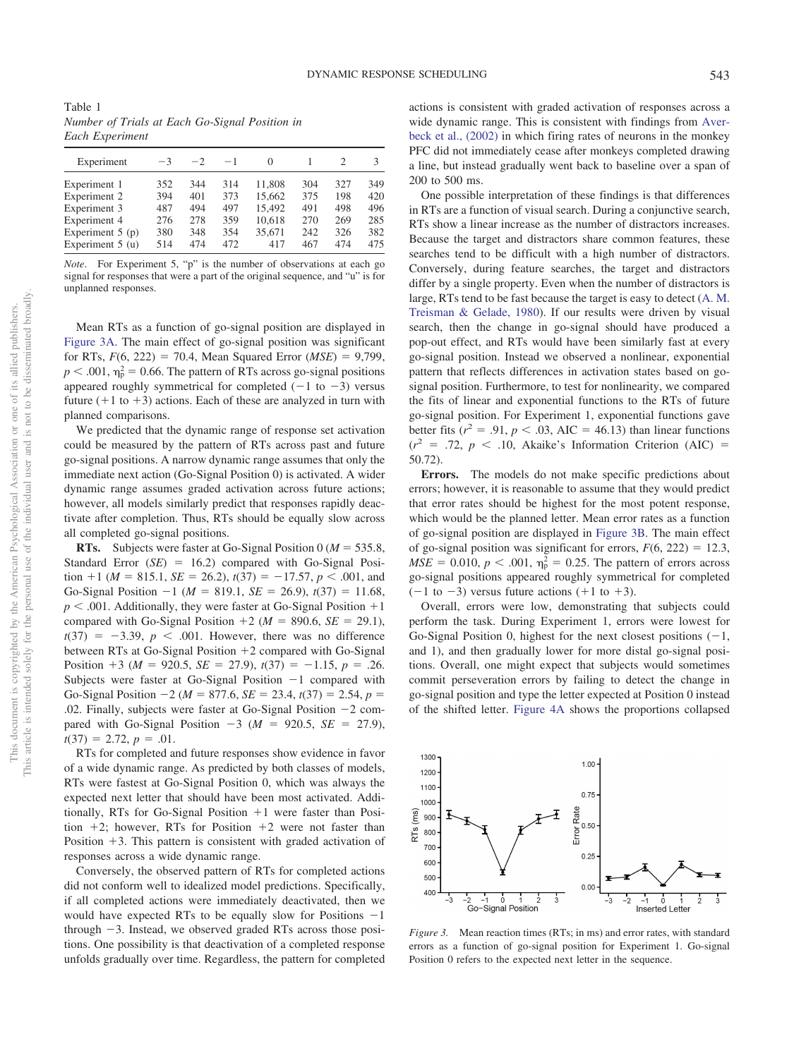Table 1
*Number of Trials at Each Go-Signal Position in Each Experiment*

| Experiment | −3 | −2 | −1 | 0 | 1 | 2 | 3 |
|---|---|---|---|---|---|---|---|
| Experiment 1 | 352 | 344 | 314 | 11,808 | 304 | 327 | 349 |
| Experiment 2 | 394 | 401 | 373 | 15,662 | 375 | 198 | 420 |
| Experiment 3 | 487 | 494 | 497 | 15,492 | 491 | 498 | 496 |
| Experiment 4 | 276 | 278 | 359 | 10,618 | 270 | 269 | 285 |
| Experiment 5 (p) | 380 | 348 | 354 | 35,671 | 242 | 326 | 382 |
| Experiment 5 (u) | 514 | 474 | 472 | 417 | 467 | 474 | 475 |

*Note*. For Experiment 5, "p" is the number of observations at each go signal for responses that were a part of the original sequence, and "u" is for unplanned responses.

Mean RTs as a function of go-signal position are displayed in Figure 3A. The main effect of go-signal position was significant for RTs, $F(6, 222) = 70.4$, Mean Squared Error ($MSE$) = 9,799, $p < .001$, $\eta_p^2 = 0.66$. The pattern of RTs across go-signal positions appeared roughly symmetrical for completed (−1 to −3) versus future (+1 to +3) actions. Each of these are analyzed in turn with planned comparisons.

We predicted that the dynamic range of response set activation could be measured by the pattern of RTs across past and future go-signal positions. A narrow dynamic range assumes that only the immediate next action (Go-Signal Position 0) is activated. A wider dynamic range assumes graded activation across future actions; however, all models similarly predict that responses rapidly deactivate after completion. Thus, RTs should be equally slow across all completed go-signal positions.

**RTs.** Subjects were faster at Go-Signal Position 0 ($M$ = 535.8, Standard Error ($SE$) = 16.2) compared with Go-Signal Position +1 ($M$ = 815.1, $SE$ = 26.2), $t(37) = -17.57$, $p < .001$, and Go-Signal Position −1 ($M$ = 819.1, $SE$ = 26.9), $t(37) = 11.68$, $p < .001$. Additionally, they were faster at Go-Signal Position +1 compared with Go-Signal Position +2 ($M$ = 890.6, $SE$ = 29.1), $t(37) = -3.39$, $p < .001$. However, there was no difference between RTs at Go-Signal Position +2 compared with Go-Signal Position +3 ($M$ = 920.5, $SE$ = 27.9), $t(37) = -1.15$, $p = .26$. Subjects were faster at Go-Signal Position −1 compared with Go-Signal Position −2 ($M$ = 877.6, $SE$ = 23.4, $t(37) = 2.54$, $p = .02$. Finally, subjects were faster at Go-Signal Position −2 compared with Go-Signal Position −3 ($M$ = 920.5, $SE$ = 27.9), $t(37) = 2.72$, $p = .01$.

RTs for completed and future responses show evidence in favor of a wide dynamic range. As predicted by both classes of models, RTs were fastest at Go-Signal Position 0, which was always the expected next letter that should have been most activated. Additionally, RTs for Go-Signal Position +1 were faster than Position +2; however, RTs for Position +2 were not faster than Position +3. This pattern is consistent with graded activation of responses across a wide dynamic range.

Conversely, the observed pattern of RTs for completed actions did not conform well to idealized model predictions. Specifically, if all completed actions were immediately deactivated, then we would have expected RTs to be equally slow for Positions −1 through −3. Instead, we observed graded RTs across those positions. One possibility is that deactivation of a completed response unfolds gradually over time. Regardless, the pattern for completed actions is consistent with graded activation of responses across a wide dynamic range. This is consistent with findings from Averbeck et al., (2002) in which firing rates of neurons in the monkey PFC did not immediately cease after monkeys completed drawing a line, but instead gradually went back to baseline over a span of 200 to 500 ms.

One possible interpretation of these findings is that differences in RTs are a function of visual search. During a conjunctive search, RTs show a linear increase as the number of distractors increases. Because the target and distractors share common features, these searches tend to be difficult with a high number of distractors. Conversely, during feature searches, the target and distractors differ by a single property. Even when the number of distractors is large, RTs tend to be fast because the target is easy to detect (A. M. Treisman & Gelade, 1980). If our results were driven by visual search, then the change in go-signal should have produced a pop-out effect, and RTs would have been similarly fast at every go-signal position. Instead we observed a nonlinear, exponential pattern that reflects differences in activation states based on go-signal position. Furthermore, to test for nonlinearity, we compared the fits of linear and exponential functions to the RTs of future go-signal position. For Experiment 1, exponential functions gave better fits ($r^2 = .91$, $p < .03$, AIC = 46.13) than linear functions ($r^2 = .72$, $p < .10$, Akaike's Information Criterion (AIC) = 50.72).

**Errors.** The models do not make specific predictions about errors; however, it is reasonable to assume that they would predict that error rates should be highest for the most potent response, which would be the planned letter. Mean error rates as a function of go-signal position are displayed in Figure 3B. The main effect of go-signal position was significant for errors, $F(6, 222) = 12.3$, $MSE = 0.010$, $p < .001$, $\eta_p^2 = 0.25$. The pattern of errors across go-signal positions appeared roughly symmetrical for completed (−1 to −3) versus future actions (+1 to +3).

Overall, errors were low, demonstrating that subjects could perform the task. During Experiment 1, errors were lowest for Go-Signal Position 0, highest for the next closest positions (−1, and 1), and then gradually lower for more distal go-signal positions. Overall, one might expect that subjects would sometimes commit perseveration errors by failing to detect the change in go-signal position and type the letter expected at Position 0 instead of the shifted letter. Figure 4A shows the proportions collapsed

*Figure 3.* Mean reaction times (RTs; in ms) and error rates, with standard errors as a function of go-signal position for Experiment 1. Go-signal Position 0 refers to the expected next letter in the sequence.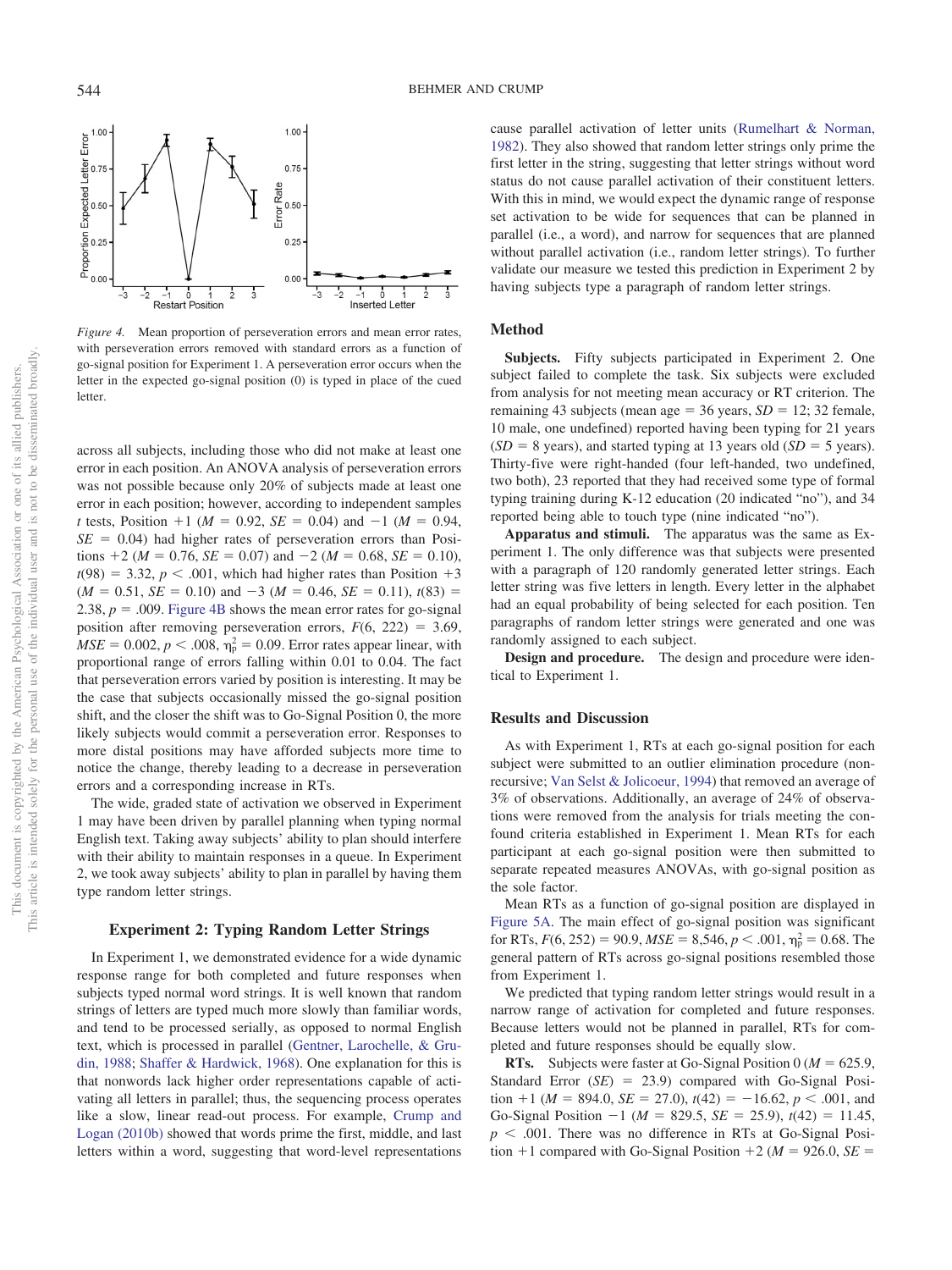*Figure 4.* Mean proportion of perseveration errors and mean error rates, with perseveration errors removed with standard errors as a function of go-signal position for Experiment 1. A perseveration error occurs when the letter in the expected go-signal position (0) is typed in place of the cued letter.

across all subjects, including those who did not make at least one error in each position. An ANOVA analysis of perseveration errors was not possible because only 20% of subjects made at least one error in each position; however, according to independent samples *t* tests, Position +1 ($M$ = 0.92, $SE$ = 0.04) and −1 ($M$ = 0.94, $SE$ = 0.04) had higher rates of perseveration errors than Positions +2 ($M$ = 0.76, $SE$ = 0.07) and −2 ($M$ = 0.68, $SE$ = 0.10), $t(98) = 3.32$, $p < .001$, which had higher rates than Position +3 ($M$ = 0.51, $SE$ = 0.10) and −3 ($M$ = 0.46, $SE$ = 0.11), $t(83) = 2.38$, $p = .009$. Figure 4B shows the mean error rates for go-signal position after removing perseveration errors, $F(6, 222) = 3.69$, $MSE = 0.002$, $p < .008$, $\eta_p^2 = 0.09$. Error rates appear linear, with proportional range of errors falling within 0.01 to 0.04. The fact that perseveration errors varied by position is interesting. It may be the case that subjects occasionally missed the go-signal position shift, and the closer the shift was to Go-Signal Position 0, the more likely subjects would commit a perseveration error. Responses to more distal positions may have afforded subjects more time to notice the change, thereby leading to a decrease in perseveration errors and a corresponding increase in RTs.

The wide, graded state of activation we observed in Experiment 1 may have been driven by parallel planning when typing normal English text. Taking away subjects' ability to plan should interfere with their ability to maintain responses in a queue. In Experiment 2, we took away subjects' ability to plan in parallel by having them type random letter strings.

## Experiment 2: Typing Random Letter Strings

In Experiment 1, we demonstrated evidence for a wide dynamic response range for both completed and future responses when subjects typed normal word strings. It is well known that random strings of letters are typed much more slowly than familiar words, and tend to be processed serially, as opposed to normal English text, which is processed in parallel (Gentner, Larochelle, & Grudin, 1988; Shaffer & Hardwick, 1968). One explanation for this is that nonwords lack higher order representations capable of activating all letters in parallel; thus, the sequencing process operates like a slow, linear read-out process. For example, Crump and Logan (2010b) showed that words prime the first, middle, and last letters within a word, suggesting that word-level representations cause parallel activation of letter units (Rumelhart & Norman, 1982). They also showed that random letter strings only prime the first letter in the string, suggesting that letter strings without word status do not cause parallel activation of their constituent letters. With this in mind, we would expect the dynamic range of response set activation to be wide for sequences that can be planned in parallel (i.e., a word), and narrow for sequences that are planned without parallel activation (i.e., random letter strings). To further validate our measure we tested this prediction in Experiment 2 by having subjects type a paragraph of random letter strings.

### Method

**Subjects.** Fifty subjects participated in Experiment 2. One subject failed to complete the task. Six subjects were excluded from analysis for not meeting mean accuracy or RT criterion. The remaining 43 subjects (mean age = 36 years, $SD$ = 12; 32 female, 10 male, one undefined) reported having been typing for 21 years ($SD$ = 8 years), and started typing at 13 years old ($SD$ = 5 years). Thirty-five were right-handed (four left-handed, two undefined, two both), 23 reported that they had received some type of formal typing training during K-12 education (20 indicated "no"), and 34 reported being able to touch type (nine indicated "no").

**Apparatus and stimuli.** The apparatus was the same as Experiment 1. The only difference was that subjects were presented with a paragraph of 120 randomly generated letter strings. Each letter string was five letters in length. Every letter in the alphabet had an equal probability of being selected for each position. Ten paragraphs of random letter strings were generated and one was randomly assigned to each subject.

**Design and procedure.** The design and procedure were identical to Experiment 1.

### Results and Discussion

As with Experiment 1, RTs at each go-signal position for each subject were submitted to an outlier elimination procedure (nonrecursive; Van Selst & Jolicoeur, 1994) that removed an average of 3% of observations. Additionally, an average of 24% of observations were removed from the analysis for trials meeting the confound criteria established in Experiment 1. Mean RTs for each participant at each go-signal position were then submitted to separate repeated measures ANOVAs, with go-signal position as the sole factor.

Mean RTs as a function of go-signal position are displayed in Figure 5A. The main effect of go-signal position was significant for RTs, $F(6, 252) = 90.9$, $MSE = 8{,}546$, $p < .001$, $\eta_p^2 = 0.68$. The general pattern of RTs across go-signal positions resembled those from Experiment 1.

We predicted that typing random letter strings would result in a narrow range of activation for completed and future responses. Because letters would not be planned in parallel, RTs for completed and future responses should be equally slow.

**RTs.** Subjects were faster at Go-Signal Position 0 ($M$ = 625.9, Standard Error ($SE$) = 23.9) compared with Go-Signal Position +1 ($M$ = 894.0, $SE$ = 27.0), $t(42) = -16.62$, $p < .001$, and Go-Signal Position −1 ($M$ = 829.5, $SE$ = 25.9), $t(42) = 11.45$, $p < .001$. There was no difference in RTs at Go-Signal Position +1 compared with Go-Signal Position +2 ($M$ = 926.0, $SE$ =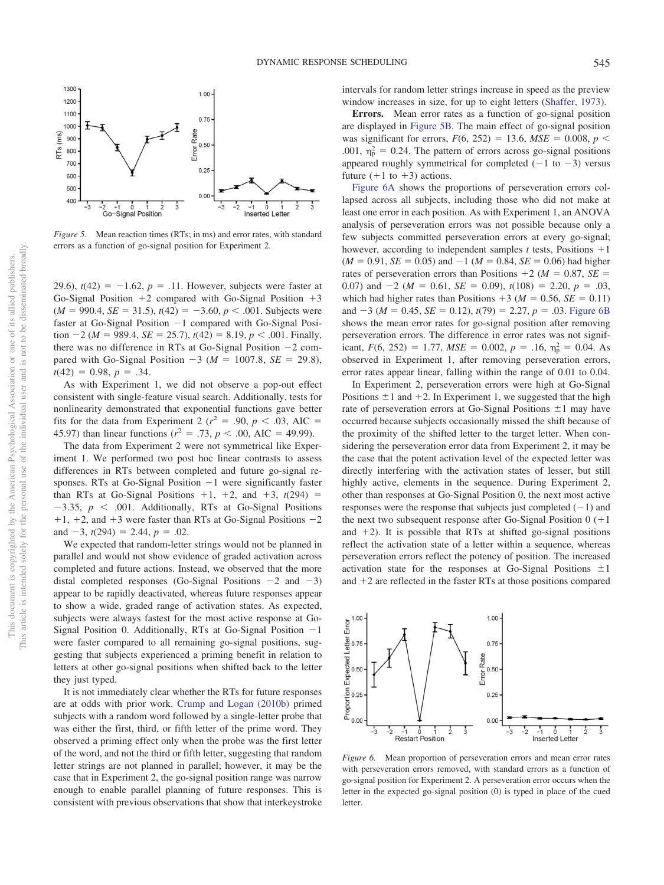*Figure 5.* Mean reaction times (RTs; in ms) and error rates, with standard errors as a function of go-signal position for Experiment 2.

29.6), $t(42) = -1.62$, $p = .11$. However, subjects were faster at Go-Signal Position +2 compared with Go-Signal Position +3 ($M = 990.4$, $SE = 31.5$), $t(42) = -3.60$, $p < .001$. Subjects were faster at Go-Signal Position −1 compared with Go-Signal Position −2 ($M = 989.4$, $SE = 25.7$), $t(42) = 8.19$, $p < .001$. Finally, there was no difference in RTs at Go-Signal Position −2 compared with Go-Signal Position −3 ($M = 1007.8$, $SE = 29.8$), $t(42) = 0.98$, $p = .34$.

As with Experiment 1, we did not observe a pop-out effect consistent with single-feature visual search. Additionally, tests for nonlinearity demonstrated that exponential functions gave better fits for the data from Experiment 2 ($r^2 = .90$, $p < .03$, AIC = 45.97) than linear functions ($r^2 = .73$, $p < .00$, AIC = 49.99).

The data from Experiment 2 were not symmetrical like Experiment 1. We performed two post hoc linear contrasts to assess differences in RTs between completed and future go-signal responses. RTs at Go-Signal Position −1 were significantly faster than RTs at Go-Signal Positions +1, +2, and +3, $t(294) = -3.35$, $p < .001$. Additionally, RTs at Go-Signal Positions +1, +2, and +3 were faster than RTs at Go-Signal Positions −2 and −3, $t(294) = 2.44$, $p = .02$.

We expected that random-letter strings would not be planned in parallel and would not show evidence of graded activation across completed and future actions. Instead, we observed that the more distal completed responses (Go-Signal Positions −2 and −3) appear to be rapidly deactivated, whereas future responses appear to show a wide, graded range of activation states. As expected, subjects were always fastest for the most active response at Go-Signal Position 0. Additionally, RTs at Go-Signal Position −1 were faster compared to all remaining go-signal positions, suggesting that subjects experienced a priming benefit in relation to letters at other go-signal positions when shifted back to the letter they just typed.

It is not immediately clear whether the RTs for future responses are at odds with prior work. Crump and Logan (2010b) primed subjects with a random word followed by a single-letter probe that was either the first, third, or fifth letter of the prime word. They observed a priming effect only when the probe was the first letter of the word, and not the third or fifth letter, suggesting that random letter strings are not planned in parallel; however, it may be the case that in Experiment 2, the go-signal position range was narrow enough to enable parallel planning of future responses. This is consistent with previous observations that show that interkeystroke intervals for random letter strings increase in speed as the preview window increases in size, for up to eight letters (Shaffer, 1973).

**Errors.** Mean error rates as a function of go-signal position are displayed in Figure 5B. The main effect of go-signal position was significant for errors, $F(6, 252) = 13.6$, $MSE = 0.008$, $p < .001$, $\eta_p^2 = 0.24$. The pattern of errors across go-signal positions appeared roughly symmetrical for completed (−1 to −3) versus future (+1 to +3) actions.

Figure 6A shows the proportions of perseveration errors collapsed across all subjects, including those who did not make at least one error in each position. As with Experiment 1, an ANOVA analysis of perseveration errors was not possible because only a few subjects committed perseveration errors at every go-signal; however, according to independent samples *t* tests, Positions +1 ($M = 0.91$, $SE = 0.05$) and −1 ($M = 0.84$, $SE = 0.06$) had higher rates of perseveration errors than Positions +2 ($M = 0.87$, $SE = 0.07$) and −2 ($M = 0.61$, $SE = 0.09$), $t(108) = 2.20$, $p = .03$, which had higher rates than Positions +3 ($M = 0.56$, $SE = 0.11$) and −3 ($M = 0.45$, $SE = 0.12$), $t(79) = 2.27$, $p = .03$. Figure 6B shows the mean error rates for go-signal position after removing perseveration errors. The difference in error rates was not significant, $F(6, 252) = 1.77$, $MSE = 0.002$, $p = .16$, $\eta_p^2 = 0.04$. As observed in Experiment 1, after removing perseveration errors, error rates appear linear, falling within the range of 0.01 to 0.04.

In Experiment 2, perseveration errors were high at Go-Signal Positions ±1 and +2. In Experiment 1, we suggested that the high rate of perseveration errors at Go-Signal Positions ±1 may have occurred because subjects occasionally missed the shift because of the proximity of the shifted letter to the target letter. When considering the perseveration error data from Experiment 2, it may be the case that the potent activation level of the expected letter was directly interfering with the activation states of lesser, but still highly active, elements in the sequence. During Experiment 2, other than responses at Go-Signal Position 0, the next most active responses were the response that subjects just completed (−1) and the next two subsequent response after Go-Signal Position 0 (+1 and +2). It is possible that RTs at shifted go-signal positions reflect the activation state of a letter within a sequence, whereas perseveration errors reflect the potency of position. The increased activation state for the responses at Go-Signal Positions ±1 and +2 are reflected in the faster RTs at those positions compared

*Figure 6.* Mean proportion of perseveration errors and mean error rates with perseveration errors removed, with standard errors as a function of go-signal position for Experiment 2. A perseveration error occurs when the letter in the expected go-signal position (0) is typed in place of the cued letter.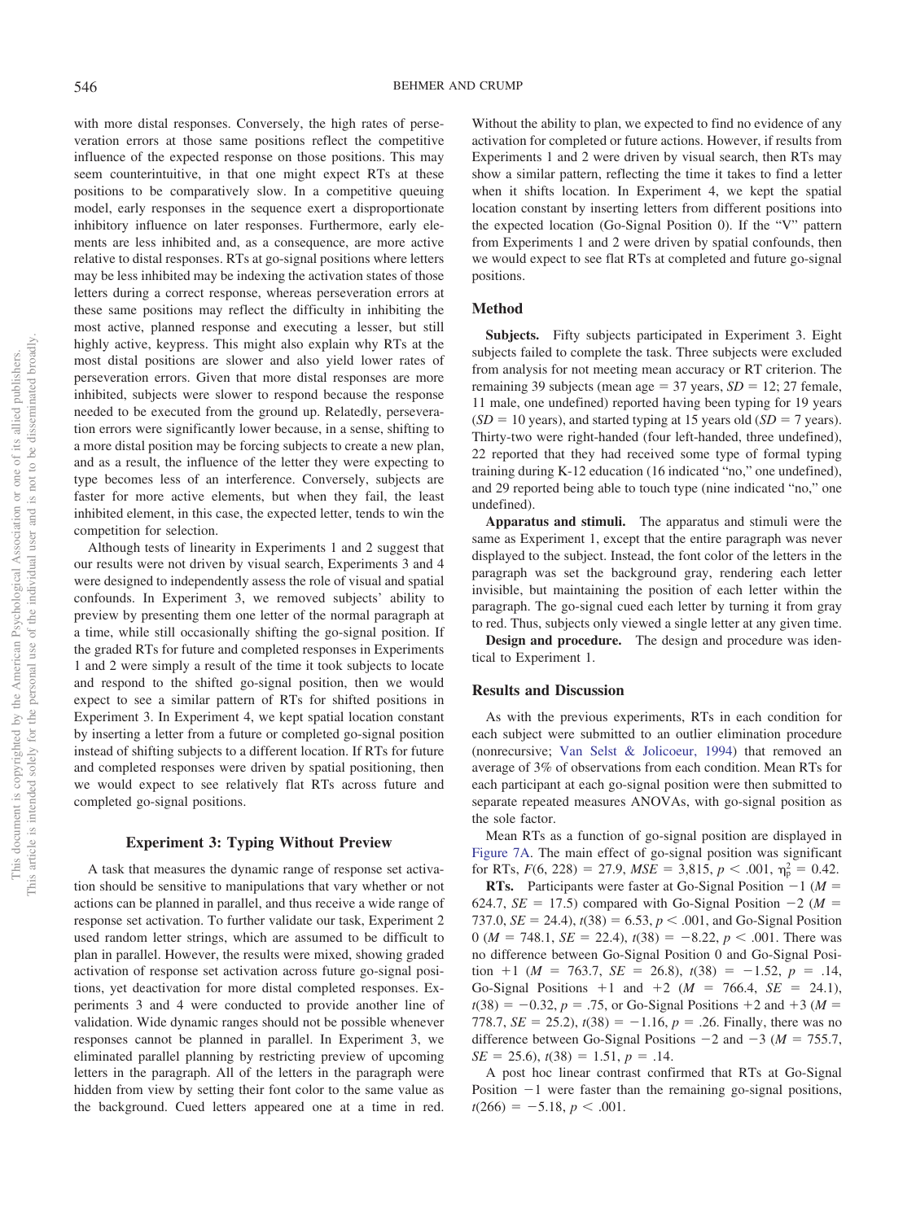with more distal responses. Conversely, the high rates of perseveration errors at those same positions reflect the competitive influence of the expected response on those positions. This may seem counterintuitive, in that one might expect RTs at these positions to be comparatively slow. In a competitive queuing model, early responses in the sequence exert a disproportionate inhibitory influence on later responses. Furthermore, early elements are less inhibited and, as a consequence, are more active relative to distal responses. RTs at go-signal positions where letters may be less inhibited may be indexing the activation states of those letters during a correct response, whereas perseveration errors at these same positions may reflect the difficulty in inhibiting the most active, planned response and executing a lesser, but still highly active, keypress. This might also explain why RTs at the most distal positions are slower and also yield lower rates of perseveration errors. Given that more distal responses are more inhibited, subjects were slower to respond because the response needed to be executed from the ground up. Relatedly, perseveration errors were significantly lower because, in a sense, shifting to a more distal position may be forcing subjects to create a new plan, and as a result, the influence of the letter they were expecting to type becomes less of an interference. Conversely, subjects are faster for more active elements, but when they fail, the least inhibited element, in this case, the expected letter, tends to win the competition for selection.

Although tests of linearity in Experiments 1 and 2 suggest that our results were not driven by visual search, Experiments 3 and 4 were designed to independently assess the role of visual and spatial confounds. In Experiment 3, we removed subjects' ability to preview by presenting them one letter of the normal paragraph at a time, while still occasionally shifting the go-signal position. If the graded RTs for future and completed responses in Experiments 1 and 2 were simply a result of the time it took subjects to locate and respond to the shifted go-signal position, then we would expect to see a similar pattern of RTs for shifted positions in Experiment 3. In Experiment 4, we kept spatial location constant by inserting a letter from a future or completed go-signal position instead of shifting subjects to a different location. If RTs for future and completed responses were driven by spatial positioning, then we would expect to see relatively flat RTs across future and completed go-signal positions.

## Experiment 3: Typing Without Preview

A task that measures the dynamic range of response set activation should be sensitive to manipulations that vary whether or not actions can be planned in parallel, and thus receive a wide range of response set activation. To further validate our task, Experiment 2 used random letter strings, which are assumed to be difficult to plan in parallel. However, the results were mixed, showing graded activation of response set activation across future go-signal positions, yet deactivation for more distal completed responses. Experiments 3 and 4 were conducted to provide another line of validation. Wide dynamic ranges should not be possible whenever responses cannot be planned in parallel. In Experiment 3, we eliminated parallel planning by restricting preview of upcoming letters in the paragraph. All of the letters in the paragraph were hidden from view by setting their font color to the same value as the background. Cued letters appeared one at a time in red. Without the ability to plan, we expected to find no evidence of any activation for completed or future actions. However, if results from Experiments 1 and 2 were driven by visual search, then RTs may show a similar pattern, reflecting the time it takes to find a letter when it shifts location. In Experiment 4, we kept the spatial location constant by inserting letters from different positions into the expected location (Go-Signal Position 0). If the "V" pattern from Experiments 1 and 2 were driven by spatial confounds, then we would expect to see flat RTs at completed and future go-signal positions.

### Method

**Subjects.** Fifty subjects participated in Experiment 3. Eight subjects failed to complete the task. Three subjects were excluded from analysis for not meeting mean accuracy or RT criterion. The remaining 39 subjects (mean age = 37 years, *SD* = 12; 27 female, 11 male, one undefined) reported having been typing for 19 years (*SD* = 10 years), and started typing at 15 years old (*SD* = 7 years). Thirty-two were right-handed (four left-handed, three undefined), 22 reported that they had received some type of formal typing training during K-12 education (16 indicated "no," one undefined), and 29 reported being able to touch type (nine indicated "no," one undefined).

**Apparatus and stimuli.** The apparatus and stimuli were the same as Experiment 1, except that the entire paragraph was never displayed to the subject. Instead, the font color of the letters in the paragraph was set the background gray, rendering each letter invisible, but maintaining the position of each letter within the paragraph. The go-signal cued each letter by turning it from gray to red. Thus, subjects only viewed a single letter at any given time.

**Design and procedure.** The design and procedure was identical to Experiment 1.

### Results and Discussion

As with the previous experiments, RTs in each condition for each subject were submitted to an outlier elimination procedure (nonrecursive; Van Selst & Jolicoeur, 1994) that removed an average of 3% of observations from each condition. Mean RTs for each participant at each go-signal position were then submitted to separate repeated measures ANOVAs, with go-signal position as the sole factor.

Mean RTs as a function of go-signal position are displayed in Figure 7A. The main effect of go-signal position was significant for RTs, $F(6, 228) = 27.9$, $MSE = 3{,}815$, $p < .001$, $\eta_p^2 = 0.42$.

**RTs.** Participants were faster at Go-Signal Position −1 ($M = 624.7$, $SE = 17.5$) compared with Go-Signal Position −2 ($M = 737.0$, $SE = 24.4$), $t(38) = 6.53$, $p < .001$, and Go-Signal Position 0 ($M = 748.1$, $SE = 22.4$), $t(38) = -8.22$, $p < .001$. There was no difference between Go-Signal Position 0 and Go-Signal Position +1 ($M = 763.7$, $SE = 26.8$), $t(38) = -1.52$, $p = .14$, Go-Signal Positions +1 and +2 ($M = 766.4$, $SE = 24.1$), $t(38) = -0.32$, $p = .75$, or Go-Signal Positions +2 and +3 ($M = 778.7$, $SE = 25.2$), $t(38) = -1.16$, $p = .26$. Finally, there was no difference between Go-Signal Positions −2 and −3 ($M = 755.7$, $SE = 25.6$), $t(38) = 1.51$, $p = .14$.

A post hoc linear contrast confirmed that RTs at Go-Signal Position −1 were faster than the remaining go-signal positions, $t(266) = -5.18$, $p < .001$.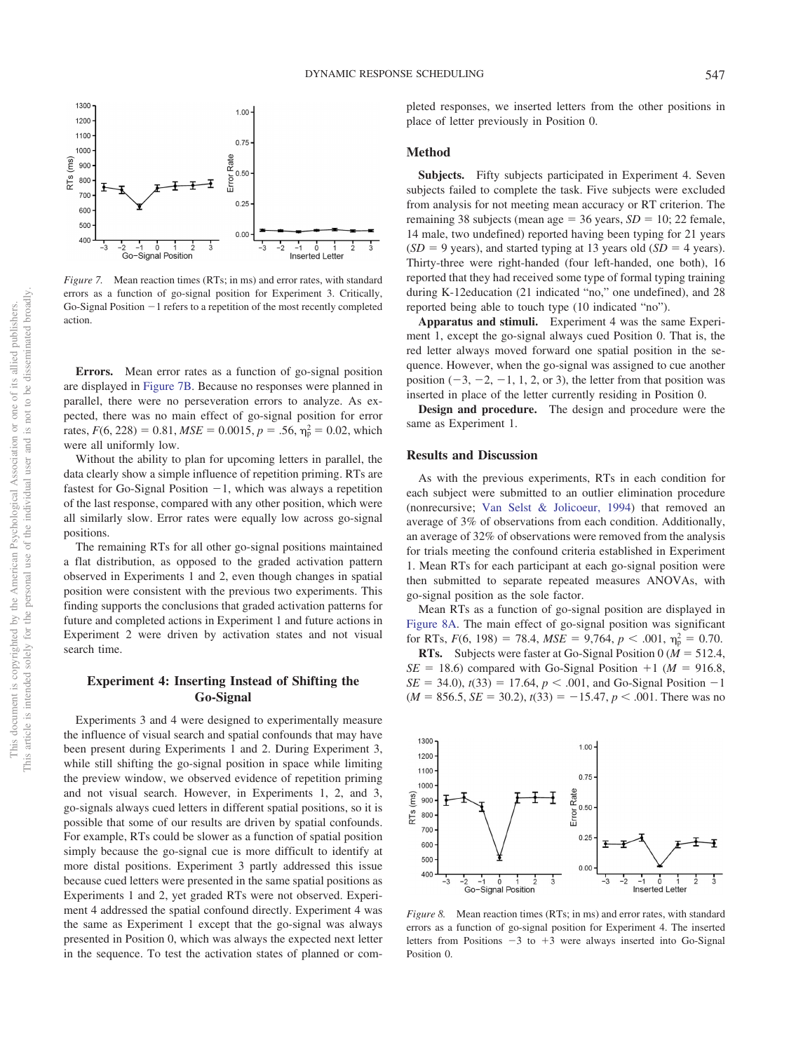*Figure 7.* Mean reaction times (RTs; in ms) and error rates, with standard errors as a function of go-signal position for Experiment 3. Critically, Go-Signal Position −1 refers to a repetition of the most recently completed action.

**Errors.** Mean error rates as a function of go-signal position are displayed in Figure 7B. Because no responses were planned in parallel, there were no perseveration errors to analyze. As expected, there was no main effect of go-signal position for error rates, $F(6, 228) = 0.81$, $MSE = 0.0015$, $p = .56$, $\eta_p^2 = 0.02$, which were all uniformly low.

Without the ability to plan for upcoming letters in parallel, the data clearly show a simple influence of repetition priming. RTs are fastest for Go-Signal Position −1, which was always a repetition of the last response, compared with any other position, which were all similarly slow. Error rates were equally low across go-signal positions.

The remaining RTs for all other go-signal positions maintained a flat distribution, as opposed to the graded activation pattern observed in Experiments 1 and 2, even though changes in spatial position were consistent with the previous two experiments. This finding supports the conclusions that graded activation patterns for future and completed actions in Experiment 1 and future actions in Experiment 2 were driven by activation states and not visual search time.

## Experiment 4: Inserting Instead of Shifting the Go-Signal

Experiments 3 and 4 were designed to experimentally measure the influence of visual search and spatial confounds that may have been present during Experiments 1 and 2. During Experiment 3, while still shifting the go-signal position in space while limiting the preview window, we observed evidence of repetition priming and not visual search. However, in Experiments 1, 2, and 3, go-signals always cued letters in different spatial positions, so it is possible that some of our results are driven by spatial confounds. For example, RTs could be slower as a function of spatial position simply because the go-signal cue is more difficult to identify at more distal positions. Experiment 3 partly addressed this issue because cued letters were presented in the same spatial positions as Experiments 1 and 2, yet graded RTs were not observed. Experiment 4 addressed the spatial confound directly. Experiment 4 was the same as Experiment 1 except that the go-signal was always presented in Position 0, which was always the expected next letter in the sequence. To test the activation states of planned or completed responses, we inserted letters from the other positions in place of letter previously in Position 0.

### Method

**Subjects.** Fifty subjects participated in Experiment 4. Seven subjects failed to complete the task. Five subjects were excluded from analysis for not meeting mean accuracy or RT criterion. The remaining 38 subjects (mean age = 36 years, $SD = 10$; 22 female, 14 male, two undefined) reported having been typing for 21 years ($SD = 9$ years), and started typing at 13 years old ($SD = 4$ years). Thirty-three were right-handed (four left-handed, one both), 16 reported that they had received some type of formal typing training during K-12education (21 indicated "no," one undefined), and 28 reported being able to touch type (10 indicated "no").

**Apparatus and stimuli.** Experiment 4 was the same Experiment 1, except the go-signal always cued Position 0. That is, the red letter always moved forward one spatial position in the sequence. However, when the go-signal was assigned to cue another position (−3, −2, −1, 1, 2, or 3), the letter from that position was inserted in place of the letter currently residing in Position 0.

**Design and procedure.** The design and procedure were the same as Experiment 1.

### Results and Discussion

As with the previous experiments, RTs in each condition for each subject were submitted to an outlier elimination procedure (nonrecursive; Van Selst & Jolicoeur, 1994) that removed an average of 3% of observations from each condition. Additionally, an average of 32% of observations were removed from the analysis for trials meeting the confound criteria established in Experiment 1. Mean RTs for each participant at each go-signal position were then submitted to separate repeated measures ANOVAs, with go-signal position as the sole factor.

Mean RTs as a function of go-signal position are displayed in Figure 8A. The main effect of go-signal position was significant for RTs, $F(6, 198) = 78.4$, $MSE = 9{,}764$, $p < .001$, $\eta_p^2 = 0.70$.

**RTs.** Subjects were faster at Go-Signal Position 0 ($M = 512.4$, $SE = 18.6$) compared with Go-Signal Position +1 ($M = 916.8$, $SE = 34.0$), $t(33) = 17.64$, $p < .001$, and Go-Signal Position −1 ($M = 856.5$, $SE = 30.2$), $t(33) = -15.47$, $p < .001$. There was no

*Figure 8.* Mean reaction times (RTs; in ms) and error rates, with standard errors as a function of go-signal position for Experiment 4. The inserted letters from Positions −3 to +3 were always inserted into Go-Signal Position 0.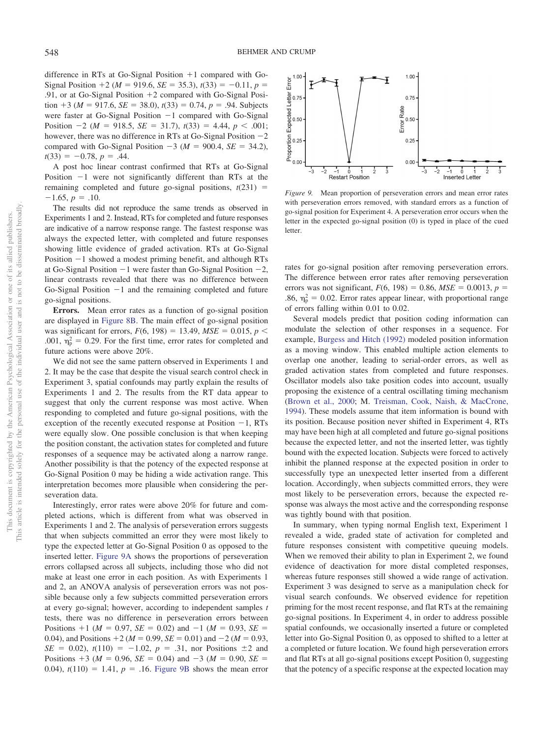difference in RTs at Go-Signal Position +1 compared with Go-Signal Position +2 ($M$ = 919.6, $SE$ = 35.3), $t(33) = -0.11$, $p$ = .91, or at Go-Signal Position +2 compared with Go-Signal Position +3 ($M$ = 917.6, $SE$ = 38.0), $t(33) = 0.74$, $p$ = .94. Subjects were faster at Go-Signal Position −1 compared with Go-Signal Position −2 ($M$ = 918.5, $SE$ = 31.7), $t(33) = 4.44$, $p < .001$; however, there was no difference in RTs at Go-Signal Position −2 compared with Go-Signal Position −3 ($M$ = 900.4, $SE$ = 34.2), $t(33) = -0.78$, $p$ = .44.

A post hoc linear contrast confirmed that RTs at Go-Signal Position −1 were not significantly different than RTs at the remaining completed and future go-signal positions, $t(231) = -1.65$, $p$ = .10.

The results did not reproduce the same trends as observed in Experiments 1 and 2. Instead, RTs for completed and future responses are indicative of a narrow response range. The fastest response was always the expected letter, with completed and future responses showing little evidence of graded activation. RTs at Go-Signal Position −1 showed a modest priming benefit, and although RTs at Go-Signal Position −1 were faster than Go-Signal Position −2, linear contrasts revealed that there was no difference between Go-Signal Position −1 and the remaining completed and future go-signal positions.

**Errors.** Mean error rates as a function of go-signal position are displayed in Figure 8B. The main effect of go-signal position was significant for errors, $F(6, 198) = 13.49$, $MSE = 0.015$, $p < .001$, $\eta_p^2 = 0.29$. For the first time, error rates for completed and future actions were above 20%.

We did not see the same pattern observed in Experiments 1 and 2. It may be the case that despite the visual search control check in Experiment 3, spatial confounds may partly explain the results of Experiments 1 and 2. The results from the RT data appear to suggest that only the current response was most active. When responding to completed and future go-signal positions, with the exception of the recently executed response at Position −1, RTs were equally slow. One possible conclusion is that when keeping the position constant, the activation states for completed and future responses of a sequence may be activated along a narrow range. Another possibility is that the potency of the expected response at Go-Signal Position 0 may be hiding a wide activation range. This interpretation becomes more plausible when considering the perseveration data.

Interestingly, error rates were above 20% for future and completed actions, which is different from what was observed in Experiments 1 and 2. The analysis of perseveration errors suggests that when subjects committed an error they were most likely to type the expected letter at Go-Signal Position 0 as opposed to the inserted letter. Figure 9A shows the proportions of perseveration errors collapsed across all subjects, including those who did not make at least one error in each position. As with Experiments 1 and 2, an ANOVA analysis of perseveration errors was not possible because only a few subjects committed perseveration errors at every go-signal; however, according to independent samples $t$ tests, there was no difference in perseveration errors between Positions +1 ($M$ = 0.97, $SE$ = 0.02) and −1 ($M$ = 0.93, $SE$ = 0.04), and Positions +2 ($M$ = 0.99, $SE$ = 0.01) and −2 ($M$ = 0.93, $SE$ = 0.02), $t(110) = -1.02$, $p$ = .31, nor Positions ±2 and Positions +3 ($M$ = 0.96, $SE$ = 0.04) and −3 ($M$ = 0.90, $SE$ = 0.04), $t(110) = 1.41$, $p$ = .16. Figure 9B shows the mean error rates for go-signal position after removing perseveration errors. The difference between error rates after removing perseveration errors was not significant, $F(6, 198) = 0.86$, $MSE = 0.0013$, $p$ = .86, $\eta_p^2 = 0.02$. Error rates appear linear, with proportional range of errors falling within 0.01 to 0.02.

*Figure 9.* Mean proportion of perseveration errors and mean error rates with perseveration errors removed, with standard errors as a function of go-signal position for Experiment 4. A perseveration error occurs when the letter in the expected go-signal position (0) is typed in place of the cued letter.

Several models predict that position coding information can modulate the selection of other responses in a sequence. For example, Burgess and Hitch (1992) modeled position information as a moving window. This enabled multiple action elements to overlap one another, leading to serial-order errors, as well as graded activation states from completed and future responses. Oscillator models also take position codes into account, usually proposing the existence of a central oscillating timing mechanism (Brown et al., 2000; M. Treisman, Cook, Naish, & MacCrone, 1994). These models assume that item information is bound with its position. Because position never shifted in Experiment 4, RTs may have been high at all completed and future go-signal positions because the expected letter, and not the inserted letter, was tightly bound with the expected location. Subjects were forced to actively inhibit the planned response at the expected position in order to successfully type an unexpected letter inserted from a different location. Accordingly, when subjects committed errors, they were most likely to be perseveration errors, because the expected response was always the most active and the corresponding response was tightly bound with that position.

In summary, when typing normal English text, Experiment 1 revealed a wide, graded state of activation for completed and future responses consistent with competitive queuing models. When we removed their ability to plan in Experiment 2, we found evidence of deactivation for more distal completed responses, whereas future responses still showed a wide range of activation. Experiment 3 was designed to serve as a manipulation check for visual search confounds. We observed evidence for repetition priming for the most recent response, and flat RTs at the remaining go-signal positions. In Experiment 4, in order to address possible spatial confounds, we occasionally inserted a future or completed letter into Go-Signal Position 0, as opposed to shifted to a letter at a completed or future location. We found high perseveration errors and flat RTs at all go-signal positions except Position 0, suggesting that the potency of a specific response at the expected location may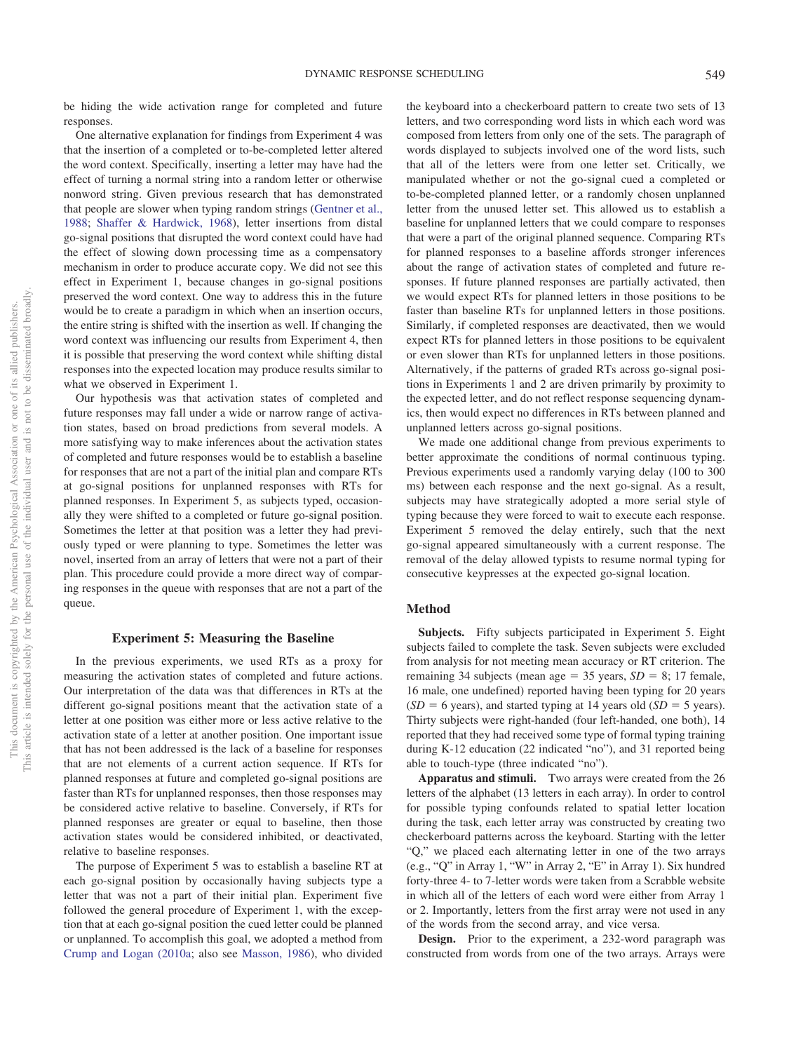be hiding the wide activation range for completed and future responses.

One alternative explanation for findings from Experiment 4 was that the insertion of a completed or to-be-completed letter altered the word context. Specifically, inserting a letter may have had the effect of turning a normal string into a random letter or otherwise nonword string. Given previous research that has demonstrated that people are slower when typing random strings (Gentner et al., 1988; Shaffer & Hardwick, 1968), letter insertions from distal go-signal positions that disrupted the word context could have had the effect of slowing down processing time as a compensatory mechanism in order to produce accurate copy. We did not see this effect in Experiment 1, because changes in go-signal positions preserved the word context. One way to address this in the future would be to create a paradigm in which when an insertion occurs, the entire string is shifted with the insertion as well. If changing the word context was influencing our results from Experiment 4, then it is possible that preserving the word context while shifting distal responses into the expected location may produce results similar to what we observed in Experiment 1.

Our hypothesis was that activation states of completed and future responses may fall under a wide or narrow range of activation states, based on broad predictions from several models. A more satisfying way to make inferences about the activation states of completed and future responses would be to establish a baseline for responses that are not a part of the initial plan and compare RTs at go-signal positions for unplanned responses with RTs for planned responses. In Experiment 5, as subjects typed, occasionally they were shifted to a completed or future go-signal position. Sometimes the letter at that position was a letter they had previously typed or were planning to type. Sometimes the letter was novel, inserted from an array of letters that were not a part of their plan. This procedure could provide a more direct way of comparing responses in the queue with responses that are not a part of the queue.

## Experiment 5: Measuring the Baseline

In the previous experiments, we used RTs as a proxy for measuring the activation states of completed and future actions. Our interpretation of the data was that differences in RTs at the different go-signal positions meant that the activation state of a letter at one position was either more or less active relative to the activation state of a letter at another position. One important issue that has not been addressed is the lack of a baseline for responses that are not elements of a current action sequence. If RTs for planned responses at future and completed go-signal positions are faster than RTs for unplanned responses, then those responses may be considered active relative to baseline. Conversely, if RTs for planned responses are greater or equal to baseline, then those activation states would be considered inhibited, or deactivated, relative to baseline responses.

The purpose of Experiment 5 was to establish a baseline RT at each go-signal position by occasionally having subjects type a letter that was not a part of their initial plan. Experiment five followed the general procedure of Experiment 1, with the exception that at each go-signal position the cued letter could be planned or unplanned. To accomplish this goal, we adopted a method from Crump and Logan (2010a; also see Masson, 1986), who divided the keyboard into a checkerboard pattern to create two sets of 13 letters, and two corresponding word lists in which each word was composed from letters from only one of the sets. The paragraph of words displayed to subjects involved one of the word lists, such that all of the letters were from one letter set. Critically, we manipulated whether or not the go-signal cued a completed or to-be-completed planned letter, or a randomly chosen unplanned letter from the unused letter set. This allowed us to establish a baseline for unplanned letters that we could compare to responses that were a part of the original planned sequence. Comparing RTs for planned responses to a baseline affords stronger inferences about the range of activation states of completed and future responses. If future planned responses are partially activated, then we would expect RTs for planned letters in those positions to be faster than baseline RTs for unplanned letters in those positions. Similarly, if completed responses are deactivated, then we would expect RTs for planned letters in those positions to be equivalent or even slower than RTs for unplanned letters in those positions. Alternatively, if the patterns of graded RTs across go-signal positions in Experiments 1 and 2 are driven primarily by proximity to the expected letter, and do not reflect response sequencing dynamics, then would expect no differences in RTs between planned and unplanned letters across go-signal positions.

We made one additional change from previous experiments to better approximate the conditions of normal continuous typing. Previous experiments used a randomly varying delay (100 to 300 ms) between each response and the next go-signal. As a result, subjects may have strategically adopted a more serial style of typing because they were forced to wait to execute each response. Experiment 5 removed the delay entirely, such that the next go-signal appeared simultaneously with a current response. The removal of the delay allowed typists to resume normal typing for consecutive keypresses at the expected go-signal location.

### Method

**Subjects.** Fifty subjects participated in Experiment 5. Eight subjects failed to complete the task. Seven subjects were excluded from analysis for not meeting mean accuracy or RT criterion. The remaining 34 subjects (mean age = 35 years, *SD* = 8; 17 female, 16 male, one undefined) reported having been typing for 20 years (*SD* = 6 years), and started typing at 14 years old (*SD* = 5 years). Thirty subjects were right-handed (four left-handed, one both), 14 reported that they had received some type of formal typing training during K-12 education (22 indicated "no"), and 31 reported being able to touch-type (three indicated "no").

**Apparatus and stimuli.** Two arrays were created from the 26 letters of the alphabet (13 letters in each array). In order to control for possible typing confounds related to spatial letter location during the task, each letter array was constructed by creating two checkerboard patterns across the keyboard. Starting with the letter "Q," we placed each alternating letter in one of the two arrays (e.g., "Q" in Array 1, "W" in Array 2, "E" in Array 1). Six hundred forty-three 4- to 7-letter words were taken from a Scrabble website in which all of the letters of each word were either from Array 1 or 2. Importantly, letters from the first array were not used in any of the words from the second array, and vice versa.

**Design.** Prior to the experiment, a 232-word paragraph was constructed from words from one of the two arrays. Arrays were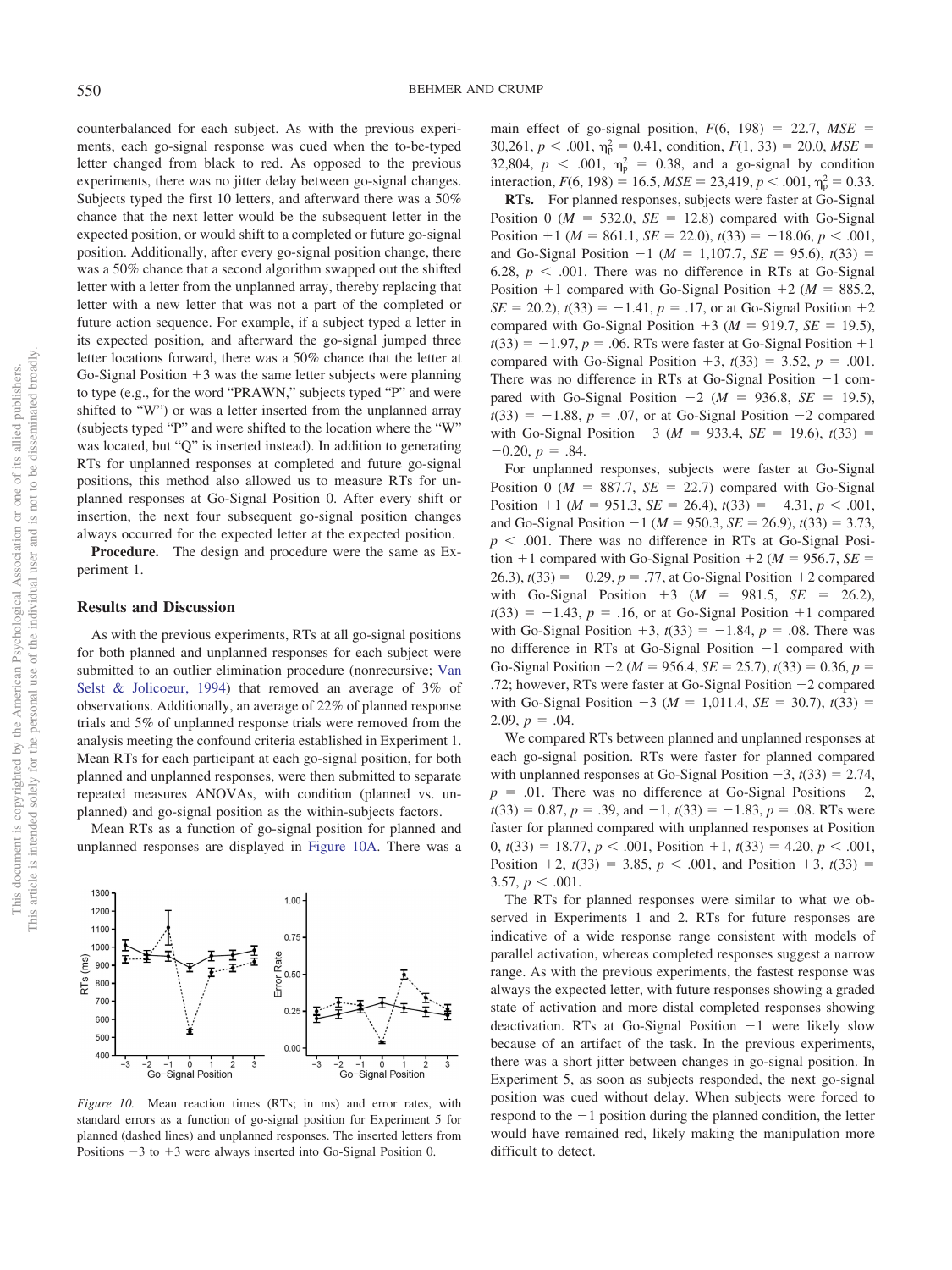counterbalanced for each subject. As with the previous experiments, each go-signal response was cued when the to-be-typed letter changed from black to red. As opposed to the previous experiments, there was no jitter delay between go-signal changes. Subjects typed the first 10 letters, and afterward there was a 50% chance that the next letter would be the subsequent letter in the expected position, or would shift to a completed or future go-signal position. Additionally, after every go-signal position change, there was a 50% chance that a second algorithm swapped out the shifted letter with a letter from the unplanned array, thereby replacing that letter with a new letter that was not a part of the completed or future action sequence. For example, if a subject typed a letter in its expected position, and afterward the go-signal jumped three letter locations forward, there was a 50% chance that the letter at Go-Signal Position +3 was the same letter subjects were planning to type (e.g., for the word "PRAWN," subjects typed "P" and were shifted to "W") or was a letter inserted from the unplanned array (subjects typed "P" and were shifted to the location where the "W" was located, but "Q" is inserted instead). In addition to generating RTs for unplanned responses at completed and future go-signal positions, this method also allowed us to measure RTs for unplanned responses at Go-Signal Position 0. After every shift or insertion, the next four subsequent go-signal position changes always occurred for the expected letter at the expected position.

**Procedure.** The design and procedure were the same as Experiment 1.

## Results and Discussion

As with the previous experiments, RTs at all go-signal positions for both planned and unplanned responses for each subject were submitted to an outlier elimination procedure (nonrecursive; Van Selst & Jolicoeur, 1994) that removed an average of 3% of observations. Additionally, an average of 22% of planned response trials and 5% of unplanned response trials were removed from the analysis meeting the confound criteria established in Experiment 1. Mean RTs for each participant at each go-signal position, for both planned and unplanned responses, were then submitted to separate repeated measures ANOVAs, with condition (planned vs. unplanned) and go-signal position as the within-subjects factors.

Mean RTs as a function of go-signal position for planned and unplanned responses are displayed in Figure 10A. There was a main effect of go-signal position, $F(6, 198) = 22.7$, $MSE = 30{,}261$, $p < .001$, $\eta_p^2 = 0.41$, condition, $F(1, 33) = 20.0$, $MSE = 32{,}804$, $p < .001$, $\eta_p^2 = 0.38$, and a go-signal by condition interaction, $F(6, 198) = 16.5$, $MSE = 23{,}419$, $p < .001$, $\eta_p^2 = 0.33$.

*Figure 10.* Mean reaction times (RTs; in ms) and error rates, with standard errors as a function of go-signal position for Experiment 5 for planned (dashed lines) and unplanned responses. The inserted letters from Positions −3 to +3 were always inserted into Go-Signal Position 0.

**RTs.** For planned responses, subjects were faster at Go-Signal Position 0 ($M = 532.0$, $SE = 12.8$) compared with Go-Signal Position +1 ($M = 861.1$, $SE = 22.0$), $t(33) = -18.06$, $p < .001$, and Go-Signal Position −1 ($M = 1{,}107.7$, $SE = 95.6$), $t(33) = 6.28$, $p < .001$. There was no difference in RTs at Go-Signal Position +1 compared with Go-Signal Position +2 ($M = 885.2$, $SE = 20.2$), $t(33) = -1.41$, $p = .17$, or at Go-Signal Position +2 compared with Go-Signal Position +3 ($M = 919.7$, $SE = 19.5$), $t(33) = -1.97$, $p = .06$. RTs were faster at Go-Signal Position +1 compared with Go-Signal Position +3, $t(33) = 3.52$, $p = .001$. There was no difference in RTs at Go-Signal Position −1 compared with Go-Signal Position −2 ($M = 936.8$, $SE = 19.5$), $t(33) = -1.88$, $p = .07$, or at Go-Signal Position −2 compared with Go-Signal Position −3 ($M = 933.4$, $SE = 19.6$), $t(33) = -0.20$, $p = .84$.

For unplanned responses, subjects were faster at Go-Signal Position 0 ($M = 887.7$, $SE = 22.7$) compared with Go-Signal Position +1 ($M = 951.3$, $SE = 26.4$), $t(33) = -4.31$, $p < .001$, and Go-Signal Position −1 ($M = 950.3$, $SE = 26.9$), $t(33) = 3.73$, $p < .001$. There was no difference in RTs at Go-Signal Position +1 compared with Go-Signal Position +2 ($M = 956.7$, $SE = 26.3$), $t(33) = -0.29$, $p = .77$, at Go-Signal Position +2 compared with Go-Signal Position +3 ($M = 981.5$, $SE = 26.2$), $t(33) = -1.43$, $p = .16$, or at Go-Signal Position +1 compared with Go-Signal Position +3, $t(33) = -1.84$, $p = .08$. There was no difference in RTs at Go-Signal Position −1 compared with Go-Signal Position −2 ($M = 956.4$, $SE = 25.7$), $t(33) = 0.36$, $p = .72$; however, RTs were faster at Go-Signal Position −2 compared with Go-Signal Position −3 ($M = 1{,}011.4$, $SE = 30.7$), $t(33) = 2.09$, $p = .04$.

We compared RTs between planned and unplanned responses at each go-signal position. RTs were faster for planned compared with unplanned responses at Go-Signal Position −3, $t(33) = 2.74$, $p = .01$. There was no difference at Go-Signal Positions −2, $t(33) = 0.87$, $p = .39$, and −1, $t(33) = -1.83$, $p = .08$. RTs were faster for planned compared with unplanned responses at Position 0, $t(33) = 18.77$, $p < .001$, Position +1, $t(33) = 4.20$, $p < .001$, Position +2, $t(33) = 3.85$, $p < .001$, and Position +3, $t(33) = 3.57$, $p < .001$.

The RTs for planned responses were similar to what we observed in Experiments 1 and 2. RTs for future responses are indicative of a wide response range consistent with models of parallel activation, whereas completed responses suggest a narrow range. As with the previous experiments, the fastest response was always the expected letter, with future responses showing a graded state of activation and more distal completed responses showing deactivation. RTs at Go-Signal Position −1 were likely slow because of an artifact of the task. In the previous experiments, there was a short jitter between changes in go-signal position. In Experiment 5, as soon as subjects responded, the next go-signal position was cued without delay. When subjects were forced to respond to the −1 position during the planned condition, the letter would have remained red, likely making the manipulation more difficult to detect.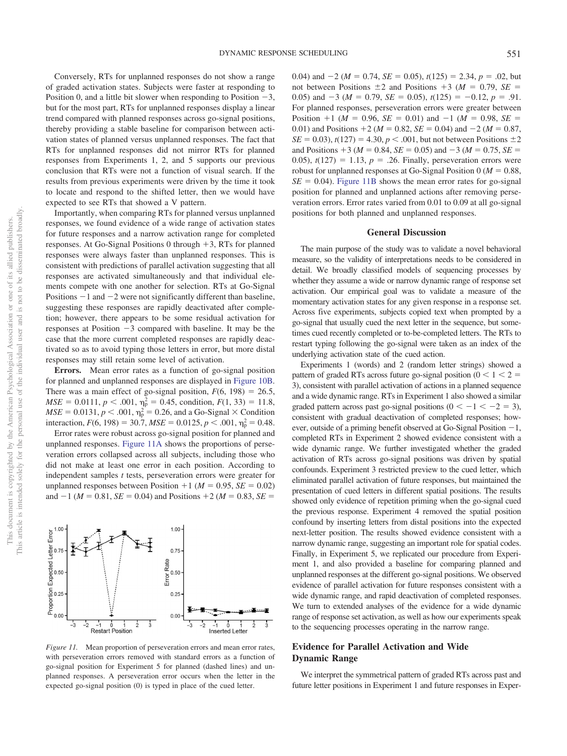Conversely, RTs for unplanned responses do not show a range of graded activation states. Subjects were faster at responding to Position 0, and a little bit slower when responding to Position −3, but for the most part, RTs for unplanned responses display a linear trend compared with planned responses across go-signal positions, thereby providing a stable baseline for comparison between activation states of planned versus unplanned responses. The fact that RTs for unplanned responses did not mirror RTs for planned responses from Experiments 1, 2, and 5 supports our previous conclusion that RTs were not a function of visual search. If the results from previous experiments were driven by the time it took to locate and respond to the shifted letter, then we would have expected to see RTs that showed a V pattern.

Importantly, when comparing RTs for planned versus unplanned responses, we found evidence of a wide range of activation states for future responses and a narrow activation range for completed responses. At Go-Signal Positions 0 through +3, RTs for planned responses were always faster than unplanned responses. This is consistent with predictions of parallel activation suggesting that all responses are activated simultaneously and that individual elements compete with one another for selection. RTs at Go-Signal Positions −1 and −2 were not significantly different than baseline, suggesting these responses are rapidly deactivated after completion; however, there appears to be some residual activation for responses at Position −3 compared with baseline. It may be the case that the more current completed responses are rapidly deactivated so as to avoid typing those letters in error, but more distal responses may still retain some level of activation.

**Errors.** Mean error rates as a function of go-signal position for planned and unplanned responses are displayed in Figure 10B. There was a main effect of go-signal position, $F(6, 198) = 26.5$, $MSE = 0.0111$, $p < .001$, $\eta_p^2 = 0.45$, condition, $F(1, 33) = 11.8$, $MSE = 0.0131$, $p < .001$, $\eta_p^2 = 0.26$, and a Go-Signal × Condition interaction, $F(6, 198) = 30.7$, $MSE = 0.0125$, $p < .001$, $\eta_p^2 = 0.48$.

Error rates were robust across go-signal position for planned and unplanned responses. Figure 11A shows the proportions of perseveration errors collapsed across all subjects, including those who did not make at least one error in each position. According to independent samples *t* tests, perseveration errors were greater for unplanned responses between Position +1 ($M = 0.95$, $SE = 0.02$) and −1 ($M = 0.81$, $SE = 0.04$) and Positions +2 ($M = 0.83$, $SE = 0.04$) and −2 ($M = 0.74$, $SE = 0.05$), $t(125) = 2.34$, $p = .02$, but not between Positions ±2 and Positions +3 ($M = 0.79$, $SE = 0.05$) and −3 ($M = 0.79$, $SE = 0.05$), $t(125) = -0.12$, $p = .91$. For planned responses, perseveration errors were greater between Position +1 ($M = 0.96$, $SE = 0.01$) and −1 ($M = 0.98$, $SE = 0.01$) and Positions +2 ($M = 0.82$, $SE = 0.04$) and −2 ($M = 0.87$, $SE = 0.03$), $t(127) = 4.30$, $p < .001$, but not between Positions ±2 and Positions +3 ($M = 0.84$, $SE = 0.05$) and −3 ($M = 0.75$, $SE = 0.05$), $t(127) = 1.13$, $p = .26$. Finally, perseveration errors were robust for unplanned responses at Go-Signal Position 0 ($M = 0.88$, $SE = 0.04$). Figure 11B shows the mean error rates for go-signal position for planned and unplanned actions after removing perseveration errors. Error rates varied from 0.01 to 0.09 at all go-signal positions for both planned and unplanned responses.

*Figure 11.* Mean proportion of perseveration errors and mean error rates, with perseveration errors removed with standard errors as a function of go-signal position for Experiment 5 for planned (dashed lines) and unplanned responses. A perseveration error occurs when the letter in the expected go-signal position (0) is typed in place of the cued letter.

## General Discussion

The main purpose of the study was to validate a novel behavioral measure, so the validity of interpretations needs to be considered in detail. We broadly classified models of sequencing processes by whether they assume a wide or narrow dynamic range of response set activation. Our empirical goal was to validate a measure of the momentary activation states for any given response in a response set. Across five experiments, subjects copied text when prompted by a go-signal that usually cued the next letter in the sequence, but sometimes cued recently completed or to-be-completed letters. The RTs to restart typing following the go-signal were taken as an index of the underlying activation state of the cued action.

Experiments 1 (words) and 2 (random letter strings) showed a pattern of graded RTs across future go-signal position ($0 < 1 < 2 = 3$), consistent with parallel activation of actions in a planned sequence and a wide dynamic range. RTs in Experiment 1 also showed a similar graded pattern across past go-signal positions ($0 < -1 < -2 = 3$), consistent with gradual deactivation of completed responses; however, outside of a priming benefit observed at Go-Signal Position −1, completed RTs in Experiment 2 showed evidence consistent with a wide dynamic range. We further investigated whether the graded activation of RTs across go-signal positions was driven by spatial confounds. Experiment 3 restricted preview to the cued letter, which eliminated parallel activation of future responses, but maintained the presentation of cued letters in different spatial positions. The results showed only evidence of repetition priming when the go-signal cued the previous response. Experiment 4 removed the spatial position confound by inserting letters from distal positions into the expected next-letter position. The results showed evidence consistent with a narrow dynamic range, suggesting an important role for spatial codes. Finally, in Experiment 5, we replicated our procedure from Experiment 1, and also provided a baseline for comparing planned and unplanned responses at the different go-signal positions. We observed evidence of parallel activation for future responses consistent with a wide dynamic range, and rapid deactivation of completed responses. We turn to extended analyses of the evidence for a wide dynamic range of response set activation, as well as how our experiments speak to the sequencing processes operating in the narrow range.

### Evidence for Parallel Activation and Wide Dynamic Range

We interpret the symmetrical pattern of graded RTs across past and future letter positions in Experiment 1 and future responses in Exper-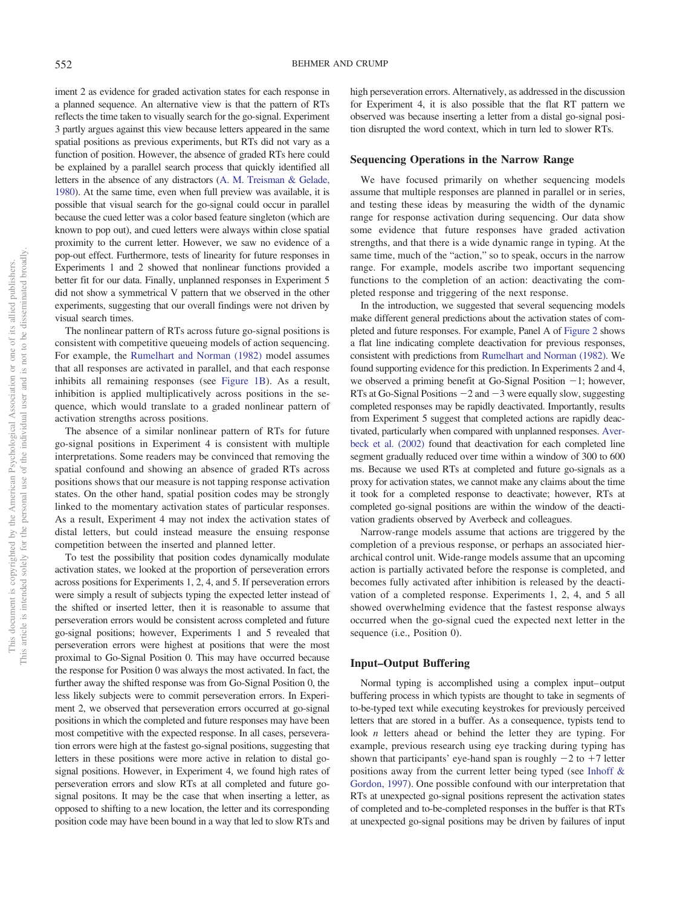iment 2 as evidence for graded activation states for each response in a planned sequence. An alternative view is that the pattern of RTs reflects the time taken to visually search for the go-signal. Experiment 3 partly argues against this view because letters appeared in the same spatial positions as previous experiments, but RTs did not vary as a function of position. However, the absence of graded RTs here could be explained by a parallel search process that quickly identified all letters in the absence of any distractors (A. M. Treisman & Gelade, 1980). At the same time, even when full preview was available, it is possible that visual search for the go-signal could occur in parallel because the cued letter was a color based feature singleton (which are known to pop out), and cued letters were always within close spatial proximity to the current letter. However, we saw no evidence of a pop-out effect. Furthermore, tests of linearity for future responses in Experiments 1 and 2 showed that nonlinear functions provided a better fit for our data. Finally, unplanned responses in Experiment 5 did not show a symmetrical V pattern that we observed in the other experiments, suggesting that our overall findings were not driven by visual search times.

The nonlinear pattern of RTs across future go-signal positions is consistent with competitive queueing models of action sequencing. For example, the Rumelhart and Norman (1982) model assumes that all responses are activated in parallel, and that each response inhibits all remaining responses (see Figure 1B). As a result, inhibition is applied multiplicatively across positions in the sequence, which would translate to a graded nonlinear pattern of activation strengths across positions.

The absence of a similar nonlinear pattern of RTs for future go-signal positions in Experiment 4 is consistent with multiple interpretations. Some readers may be convinced that removing the spatial confound and showing an absence of graded RTs across positions shows that our measure is not tapping response activation states. On the other hand, spatial position codes may be strongly linked to the momentary activation states of particular responses. As a result, Experiment 4 may not index the activation states of distal letters, but could instead measure the ensuing response competition between the inserted and planned letter.

To test the possibility that position codes dynamically modulate activation states, we looked at the proportion of perseveration errors across positions for Experiments 1, 2, 4, and 5. If perseveration errors were simply a result of subjects typing the expected letter instead of the shifted or inserted letter, then it is reasonable to assume that perseveration errors would be consistent across completed and future go-signal positions; however, Experiments 1 and 5 revealed that perseveration errors were highest at positions that were the most proximal to Go-Signal Position 0. This may have occurred because the response for Position 0 was always the most activated. In fact, the further away the shifted response was from Go-Signal Position 0, the less likely subjects were to commit perseveration errors. In Experiment 2, we observed that perseveration errors occurred at go-signal positions in which the completed and future responses may have been most competitive with the expected response. In all cases, perseveration errors were high at the fastest go-signal positions, suggesting that letters in these positions were more active in relation to distal go-signal positions. However, in Experiment 4, we found high rates of perseveration errors and slow RTs at all completed and future go-signal positons. It may be the case that when inserting a letter, as opposed to shifting to a new location, the letter and its corresponding position code may have been bound in a way that led to slow RTs and high perseveration errors. Alternatively, as addressed in the discussion for Experiment 4, it is also possible that the flat RT pattern we observed was because inserting a letter from a distal go-signal position disrupted the word context, which in turn led to slower RTs.

## Sequencing Operations in the Narrow Range

We have focused primarily on whether sequencing models assume that multiple responses are planned in parallel or in series, and testing these ideas by measuring the width of the dynamic range for response activation during sequencing. Our data show some evidence that future responses have graded activation strengths, and that there is a wide dynamic range in typing. At the same time, much of the "action," so to speak, occurs in the narrow range. For example, models ascribe two important sequencing functions to the completion of an action: deactivating the completed response and triggering of the next response.

In the introduction, we suggested that several sequencing models make different general predictions about the activation states of completed and future responses. For example, Panel A of Figure 2 shows a flat line indicating complete deactivation for previous responses, consistent with predictions from Rumelhart and Norman (1982). We found supporting evidence for this prediction. In Experiments 2 and 4, we observed a priming benefit at Go-Signal Position −1; however, RTs at Go-Signal Positions −2 and −3 were equally slow, suggesting completed responses may be rapidly deactivated. Importantly, results from Experiment 5 suggest that completed actions are rapidly deactivated, particularly when compared with unplanned responses. Averbeck et al. (2002) found that deactivation for each completed line segment gradually reduced over time within a window of 300 to 600 ms. Because we used RTs at completed and future go-signals as a proxy for activation states, we cannot make any claims about the time it took for a completed response to deactivate; however, RTs at completed go-signal positions are within the window of the deactivation gradients observed by Averbeck and colleagues.

Narrow-range models assume that actions are triggered by the completion of a previous response, or perhaps an associated hierarchical control unit. Wide-range models assume that an upcoming action is partially activated before the response is completed, and becomes fully activated after inhibition is released by the deactivation of a completed response. Experiments 1, 2, 4, and 5 all showed overwhelming evidence that the fastest response always occurred when the go-signal cued the expected next letter in the sequence (i.e., Position 0).

## Input–Output Buffering

Normal typing is accomplished using a complex input–output buffering process in which typists are thought to take in segments of to-be-typed text while executing keystrokes for previously perceived letters that are stored in a buffer. As a consequence, typists tend to look *n* letters ahead or behind the letter they are typing. For example, previous research using eye tracking during typing has shown that participants' eye-hand span is roughly −2 to +7 letter positions away from the current letter being typed (see Inhoff & Gordon, 1997). One possible confound with our interpretation that RTs at unexpected go-signal positions represent the activation states of completed and to-be-completed responses in the buffer is that RTs at unexpected go-signal positions may be driven by failures of input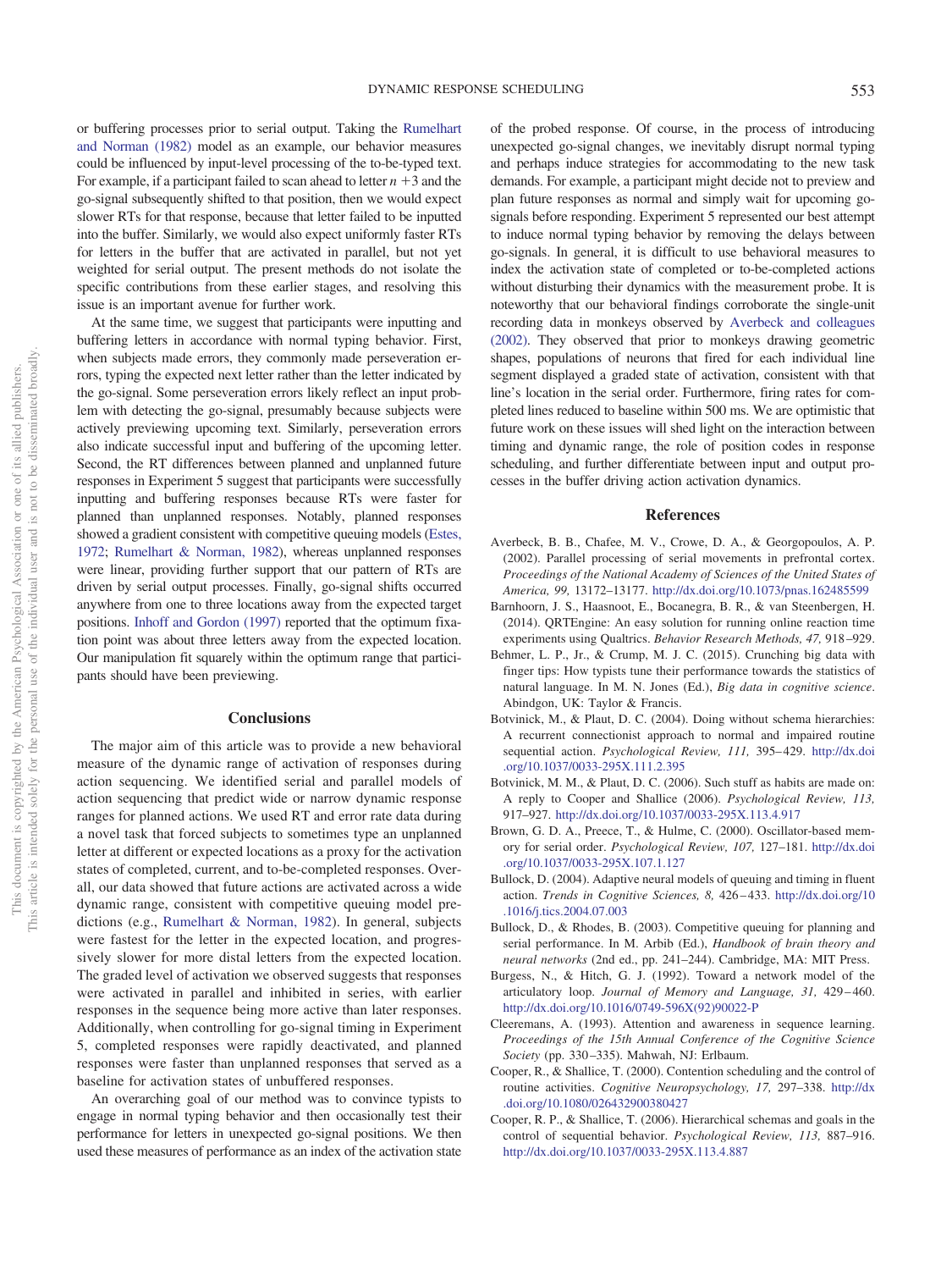or buffering processes prior to serial output. Taking the Rumelhart and Norman (1982) model as an example, our behavior measures could be influenced by input-level processing of the to-be-typed text. For example, if a participant failed to scan ahead to letter $n + 3$ and the go-signal subsequently shifted to that position, then we would expect slower RTs for that response, because that letter failed to be inputted into the buffer. Similarly, we would also expect uniformly faster RTs for letters in the buffer that are activated in parallel, but not yet weighted for serial output. The present methods do not isolate the specific contributions from these earlier stages, and resolving this issue is an important avenue for further work.

At the same time, we suggest that participants were inputting and buffering letters in accordance with normal typing behavior. First, when subjects made errors, they commonly made perseveration errors, typing the expected next letter rather than the letter indicated by the go-signal. Some perseveration errors likely reflect an input problem with detecting the go-signal, presumably because subjects were actively previewing upcoming text. Similarly, perseveration errors also indicate successful input and buffering of the upcoming letter. Second, the RT differences between planned and unplanned future responses in Experiment 5 suggest that participants were successfully inputting and buffering responses because RTs were faster for planned than unplanned responses. Notably, planned responses showed a gradient consistent with competitive queuing models (Estes, 1972; Rumelhart & Norman, 1982), whereas unplanned responses were linear, providing further support that our pattern of RTs are driven by serial output processes. Finally, go-signal shifts occurred anywhere from one to three locations away from the expected target positions. Inhoff and Gordon (1997) reported that the optimum fixation point was about three letters away from the expected location. Our manipulation fit squarely within the optimum range that participants should have been previewing.

## Conclusions

The major aim of this article was to provide a new behavioral measure of the dynamic range of activation of responses during action sequencing. We identified serial and parallel models of action sequencing that predict wide or narrow dynamic response ranges for planned actions. We used RT and error rate data during a novel task that forced subjects to sometimes type an unplanned letter at different or expected locations as a proxy for the activation states of completed, current, and to-be-completed responses. Overall, our data showed that future actions are activated across a wide dynamic range, consistent with competitive queuing model predictions (e.g., Rumelhart & Norman, 1982). In general, subjects were fastest for the letter in the expected location, and progressively slower for more distal letters from the expected location. The graded level of activation we observed suggests that responses were activated in parallel and inhibited in series, with earlier responses in the sequence being more active than later responses. Additionally, when controlling for go-signal timing in Experiment 5, completed responses were rapidly deactivated, and planned responses were faster than unplanned responses that served as a baseline for activation states of unbuffered responses.

An overarching goal of our method was to convince typists to engage in normal typing behavior and then occasionally test their performance for letters in unexpected go-signal positions. We then used these measures of performance as an index of the activation state of the probed response. Of course, in the process of introducing unexpected go-signal changes, we inevitably disrupt normal typing and perhaps induce strategies for accommodating to the new task demands. For example, a participant might decide not to preview and plan future responses as normal and simply wait for upcoming go-signals before responding. Experiment 5 represented our best attempt to induce normal typing behavior by removing the delays between go-signals. In general, it is difficult to use behavioral measures to index the activation state of completed or to-be-completed actions without disturbing their dynamics with the measurement probe. It is noteworthy that our behavioral findings corroborate the single-unit recording data in monkeys observed by Averbeck and colleagues (2002). They observed that prior to monkeys drawing geometric shapes, populations of neurons that fired for each individual line segment displayed a graded state of activation, consistent with that line's location in the serial order. Furthermore, firing rates for completed lines reduced to baseline within 500 ms. We are optimistic that future work on these issues will shed light on the interaction between timing and dynamic range, the role of position codes in response scheduling, and further differentiate between input and output processes in the buffer driving action activation dynamics.

## References

Averbeck, B. B., Chafee, M. V., Crowe, D. A., & Georgopoulos, A. P. (2002). Parallel processing of serial movements in prefrontal cortex. *Proceedings of the National Academy of Sciences of the United States of America, 99,* 13172–13177. http://dx.doi.org/10.1073/pnas.162485599

Barnhoorn, J. S., Haasnoot, E., Bocanegra, B. R., & van Steenbergen, H. (2014). QRTEngine: An easy solution for running online reaction time experiments using Qualtrics. *Behavior Research Methods, 47,* 918–929.

Behmer, L. P., Jr., & Crump, M. J. C. (2015). Crunching big data with finger tips: How typists tune their performance towards the statistics of natural language. In M. N. Jones (Ed.), *Big data in cognitive science*. Abindgon, UK: Taylor & Francis.

Botvinick, M., & Plaut, D. C. (2004). Doing without schema hierarchies: A recurrent connectionist approach to normal and impaired routine sequential action. *Psychological Review, 111,* 395–429. http://dx.doi.org/10.1037/0033-295X.111.2.395

Botvinick, M. M., & Plaut, D. C. (2006). Such stuff as habits are made on: A reply to Cooper and Shallice (2006). *Psychological Review, 113,* 917–927. http://dx.doi.org/10.1037/0033-295X.113.4.917

Brown, G. D. A., Preece, T., & Hulme, C. (2000). Oscillator-based memory for serial order. *Psychological Review, 107,* 127–181. http://dx.doi.org/10.1037/0033-295X.107.1.127

Bullock, D. (2004). Adaptive neural models of queuing and timing in fluent action. *Trends in Cognitive Sciences, 8,* 426–433. http://dx.doi.org/10.1016/j.tics.2004.07.003

Bullock, D., & Rhodes, B. (2003). Competitive queuing for planning and serial performance. In M. Arbib (Ed.), *Handbook of brain theory and neural networks* (2nd ed., pp. 241–244). Cambridge, MA: MIT Press.

Burgess, N., & Hitch, G. J. (1992). Toward a network model of the articulatory loop. *Journal of Memory and Language, 31,* 429–460. http://dx.doi.org/10.1016/0749-596X(92)90022-P

Cleeremans, A. (1993). Attention and awareness in sequence learning. *Proceedings of the 15th Annual Conference of the Cognitive Science Society* (pp. 330–335). Mahwah, NJ: Erlbaum.

Cooper, R., & Shallice, T. (2000). Contention scheduling and the control of routine activities. *Cognitive Neuropsychology, 17,* 297–338. http://dx.doi.org/10.1080/026432900380427

Cooper, R. P., & Shallice, T. (2006). Hierarchical schemas and goals in the control of sequential behavior. *Psychological Review, 113,* 887–916. http://dx.doi.org/10.1037/0033-295X.113.4.887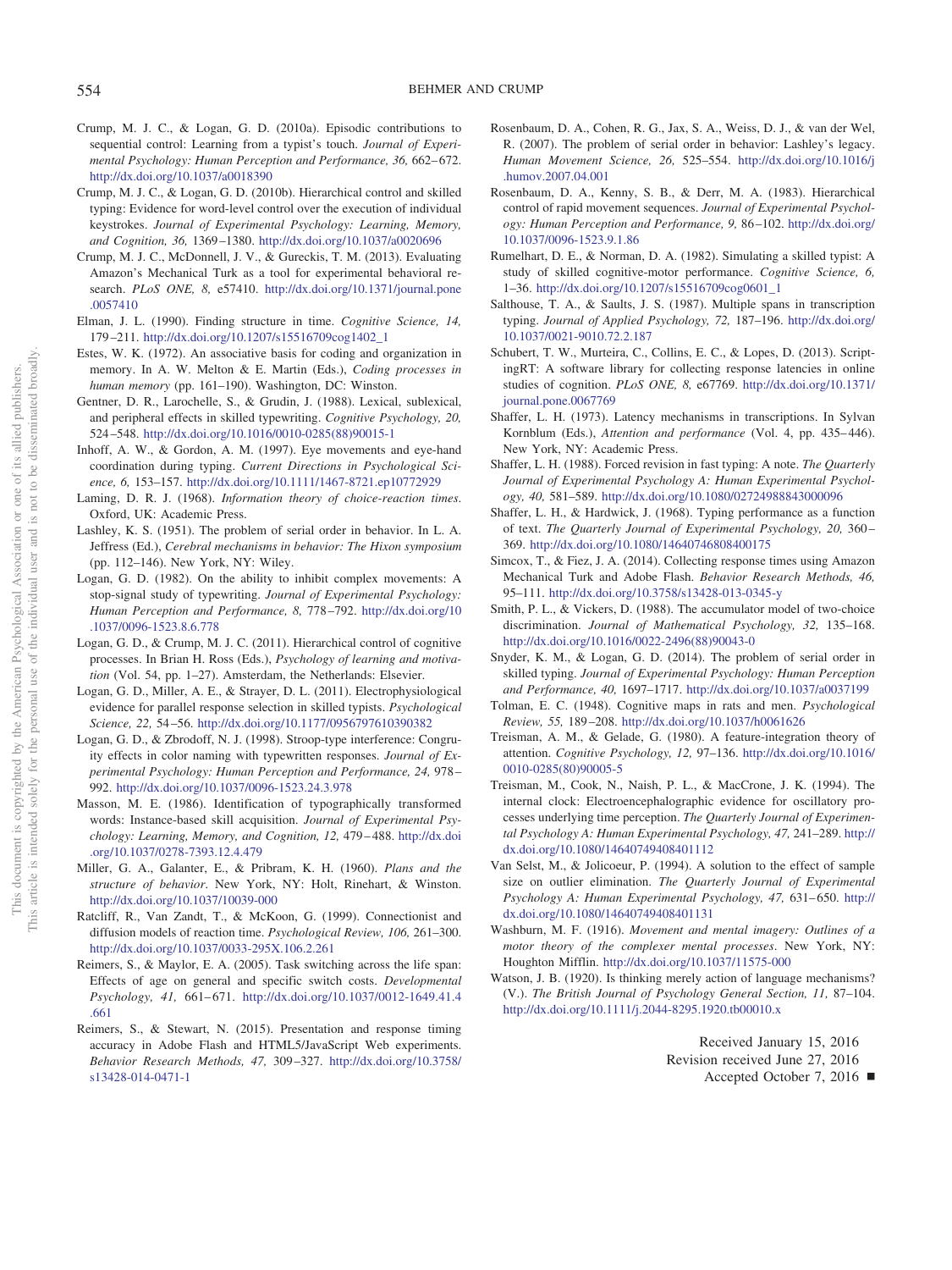Crump, M. J. C., & Logan, G. D. (2010a). Episodic contributions to sequential control: Learning from a typist's touch. *Journal of Experimental Psychology: Human Perception and Performance, 36,* 662–672. http://dx.doi.org/10.1037/a0018390

Crump, M. J. C., & Logan, G. D. (2010b). Hierarchical control and skilled typing: Evidence for word-level control over the execution of individual keystrokes. *Journal of Experimental Psychology: Learning, Memory, and Cognition, 36,* 1369–1380. http://dx.doi.org/10.1037/a0020696

Crump, M. J. C., McDonnell, J. V., & Gureckis, T. M. (2013). Evaluating Amazon's Mechanical Turk as a tool for experimental behavioral research. *PLoS ONE, 8,* e57410. http://dx.doi.org/10.1371/journal.pone.0057410

Elman, J. L. (1990). Finding structure in time. *Cognitive Science, 14,* 179–211. http://dx.doi.org/10.1207/s15516709cog1402_1

Estes, W. K. (1972). An associative basis for coding and organization in memory. In A. W. Melton & E. Martin (Eds.), *Coding processes in human memory* (pp. 161–190). Washington, DC: Winston.

Gentner, D. R., Larochelle, S., & Grudin, J. (1988). Lexical, sublexical, and peripheral effects in skilled typewriting. *Cognitive Psychology, 20,* 524–548. http://dx.doi.org/10.1016/0010-0285(88)90015-1

Inhoff, A. W., & Gordon, A. M. (1997). Eye movements and eye-hand coordination during typing. *Current Directions in Psychological Science, 6,* 153–157. http://dx.doi.org/10.1111/1467-8721.ep10772929

Laming, D. R. J. (1968). *Information theory of choice-reaction times*. Oxford, UK: Academic Press.

Lashley, K. S. (1951). The problem of serial order in behavior. In L. A. Jeffress (Ed.), *Cerebral mechanisms in behavior: The Hixon symposium* (pp. 112–146). New York, NY: Wiley.

Logan, G. D. (1982). On the ability to inhibit complex movements: A stop-signal study of typewriting. *Journal of Experimental Psychology: Human Perception and Performance, 8,* 778–792. http://dx.doi.org/10.1037/0096-1523.8.6.778

Logan, G. D., & Crump, M. J. C. (2011). Hierarchical control of cognitive processes. In Brian H. Ross (Eds.), *Psychology of learning and motivation* (Vol. 54, pp. 1–27). Amsterdam, the Netherlands: Elsevier.

Logan, G. D., Miller, A. E., & Strayer, D. L. (2011). Electrophysiological evidence for parallel response selection in skilled typists. *Psychological Science, 22,* 54–56. http://dx.doi.org/10.1177/0956797610390382

Logan, G. D., & Zbrodoff, N. J. (1998). Stroop-type interference: Congruity effects in color naming with typewritten responses. *Journal of Experimental Psychology: Human Perception and Performance, 24,* 978–992. http://dx.doi.org/10.1037/0096-1523.24.3.978

Masson, M. E. (1986). Identification of typographically transformed words: Instance-based skill acquisition. *Journal of Experimental Psychology: Learning, Memory, and Cognition, 12,* 479–488. http://dx.doi.org/10.1037/0278-7393.12.4.479

Miller, G. A., Galanter, E., & Pribram, K. H. (1960). *Plans and the structure of behavior*. New York, NY: Holt, Rinehart, & Winston. http://dx.doi.org/10.1037/10039-000

Ratcliff, R., Van Zandt, T., & McKoon, G. (1999). Connectionist and diffusion models of reaction time. *Psychological Review, 106,* 261–300. http://dx.doi.org/10.1037/0033-295X.106.2.261

Reimers, S., & Maylor, E. A. (2005). Task switching across the life span: Effects of age on general and specific switch costs. *Developmental Psychology, 41,* 661–671. http://dx.doi.org/10.1037/0012-1649.41.4.661

Reimers, S., & Stewart, N. (2015). Presentation and response timing accuracy in Adobe Flash and HTML5/JavaScript Web experiments. *Behavior Research Methods, 47,* 309–327. http://dx.doi.org/10.3758/s13428-014-0471-1

Rosenbaum, D. A., Cohen, R. G., Jax, S. A., Weiss, D. J., & van der Wel, R. (2007). The problem of serial order in behavior: Lashley's legacy. *Human Movement Science, 26,* 525–554. http://dx.doi.org/10.1016/j.humov.2007.04.001

Rosenbaum, D. A., Kenny, S. B., & Derr, M. A. (1983). Hierarchical control of rapid movement sequences. *Journal of Experimental Psychology: Human Perception and Performance, 9,* 86–102. http://dx.doi.org/10.1037/0096-1523.9.1.86

Rumelhart, D. E., & Norman, D. A. (1982). Simulating a skilled typist: A study of skilled cognitive-motor performance. *Cognitive Science, 6,* 1–36. http://dx.doi.org/10.1207/s15516709cog0601_1

Salthouse, T. A., & Saults, J. S. (1987). Multiple spans in transcription typing. *Journal of Applied Psychology, 72,* 187–196. http://dx.doi.org/10.1037/0021-9010.72.2.187

Schubert, T. W., Murteira, C., Collins, E. C., & Lopes, D. (2013). ScriptingRT: A software library for collecting response latencies in online studies of cognition. *PLoS ONE, 8,* e67769. http://dx.doi.org/10.1371/journal.pone.0067769

Shaffer, L. H. (1973). Latency mechanisms in transcriptions. In Sylvan Kornblum (Eds.), *Attention and performance* (Vol. 4, pp. 435–446). New York, NY: Academic Press.

Shaffer, L. H. (1988). Forced revision in fast typing: A note. *The Quarterly Journal of Experimental Psychology A: Human Experimental Psychology, 40,* 581–589. http://dx.doi.org/10.1080/02724988843000096

Shaffer, L. H., & Hardwick, J. (1968). Typing performance as a function of text. *The Quarterly Journal of Experimental Psychology, 20,* 360–369. http://dx.doi.org/10.1080/14640746808400175

Simcox, T., & Fiez, J. A. (2014). Collecting response times using Amazon Mechanical Turk and Adobe Flash. *Behavior Research Methods, 46,* 95–111. http://dx.doi.org/10.3758/s13428-013-0345-y

Smith, P. L., & Vickers, D. (1988). The accumulator model of two-choice discrimination. *Journal of Mathematical Psychology, 32,* 135–168. http://dx.doi.org/10.1016/0022-2496(88)90043-0

Snyder, K. M., & Logan, G. D. (2014). The problem of serial order in skilled typing. *Journal of Experimental Psychology: Human Perception and Performance, 40,* 1697–1717. http://dx.doi.org/10.1037/a0037199

Tolman, E. C. (1948). Cognitive maps in rats and men. *Psychological Review, 55,* 189–208. http://dx.doi.org/10.1037/h0061626

Treisman, A. M., & Gelade, G. (1980). A feature-integration theory of attention. *Cognitive Psychology, 12,* 97–136. http://dx.doi.org/10.1016/0010-0285(80)90005-5

Treisman, M., Cook, N., Naish, P. L., & MacCrone, J. K. (1994). The internal clock: Electroencephalographic evidence for oscillatory processes underlying time perception. *The Quarterly Journal of Experimental Psychology A: Human Experimental Psychology, 47,* 241–289. http://dx.doi.org/10.1080/14640749408401112

Van Selst, M., & Jolicoeur, P. (1994). A solution to the effect of sample size on outlier elimination. *The Quarterly Journal of Experimental Psychology A: Human Experimental Psychology, 47,* 631–650. http://dx.doi.org/10.1080/14640749408401131

Washburn, M. F. (1916). *Movement and mental imagery: Outlines of a motor theory of the complexer mental processes*. New York, NY: Houghton Mifflin. http://dx.doi.org/10.1037/11575-000

Watson, J. B. (1920). Is thinking merely action of language mechanisms? (V.). *The British Journal of Psychology General Section, 11,* 87–104. http://dx.doi.org/10.1111/j.2044-8295.1920.tb00010.x

Received January 15, 2016
Revision received June 27, 2016
Accepted October 7, 2016 ■